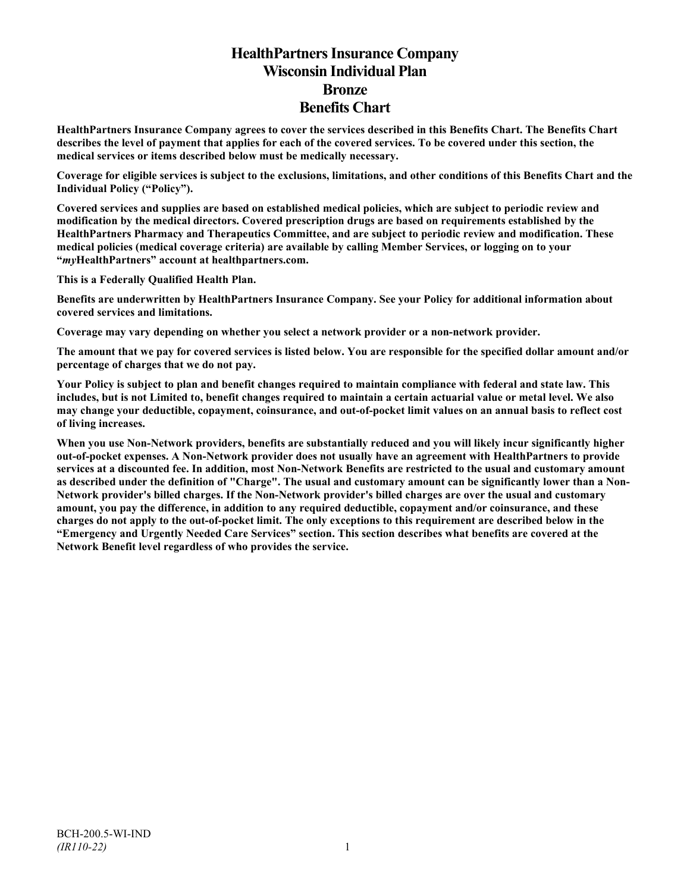# HealthPartners Insurance Company
# Wisconsin Individual Plan
# Bronze
# Benefits Chart

**HealthPartners Insurance Company agrees to cover the services described in this Benefits Chart. The Benefits Chart describes the level of payment that applies for each of the covered services. To be covered under this section, the medical services or items described below must be medically necessary.**

**Coverage for eligible services is subject to the exclusions, limitations, and other conditions of this Benefits Chart and the Individual Policy ("Policy").**

**Covered services and supplies are based on established medical policies, which are subject to periodic review and modification by the medical directors. Covered prescription drugs are based on requirements established by the HealthPartners Pharmacy and Therapeutics Committee, and are subject to periodic review and modification. These medical policies (medical coverage criteria) are available by calling Member Services, or logging on to your "*my*HealthPartners" account at healthpartners.com.**

**This is a Federally Qualified Health Plan.**

**Benefits are underwritten by HealthPartners Insurance Company. See your Policy for additional information about covered services and limitations.**

**Coverage may vary depending on whether you select a network provider or a non-network provider.**

**The amount that we pay for covered services is listed below. You are responsible for the specified dollar amount and/or percentage of charges that we do not pay.**

**Your Policy is subject to plan and benefit changes required to maintain compliance with federal and state law. This includes, but is not Limited to, benefit changes required to maintain a certain actuarial value or metal level. We also may change your deductible, copayment, coinsurance, and out-of-pocket limit values on an annual basis to reflect cost of living increases.**

**When you use Non-Network providers, benefits are substantially reduced and you will likely incur significantly higher out-of-pocket expenses. A Non-Network provider does not usually have an agreement with HealthPartners to provide services at a discounted fee. In addition, most Non-Network Benefits are restricted to the usual and customary amount as described under the definition of "Charge". The usual and customary amount can be significantly lower than a Non-Network provider's billed charges. If the Non-Network provider's billed charges are over the usual and customary amount, you pay the difference, in addition to any required deductible, copayment and/or coinsurance, and these charges do not apply to the out-of-pocket limit. The only exceptions to this requirement are described below in the "Emergency and Urgently Needed Care Services" section. This section describes what benefits are covered at the Network Benefit level regardless of who provides the service.**

BCH-200.5-WI-IND
*(IR110-22)*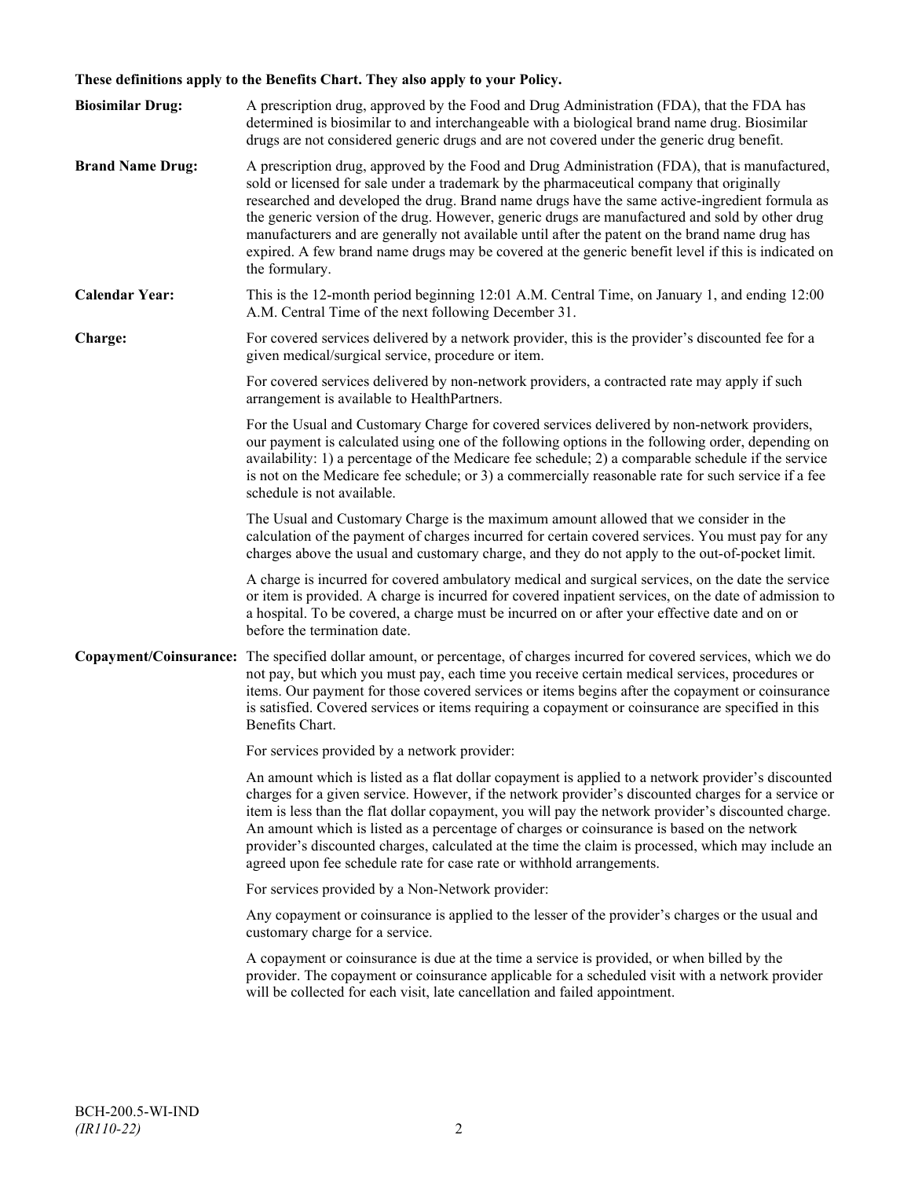**These definitions apply to the Benefits Chart. They also apply to your Policy.**

**Biosimilar Drug:** A prescription drug, approved by the Food and Drug Administration (FDA), that the FDA has determined is biosimilar to and interchangeable with a biological brand name drug. Biosimilar drugs are not considered generic drugs and are not covered under the generic drug benefit.

**Brand Name Drug:** A prescription drug, approved by the Food and Drug Administration (FDA), that is manufactured, sold or licensed for sale under a trademark by the pharmaceutical company that originally researched and developed the drug. Brand name drugs have the same active-ingredient formula as the generic version of the drug. However, generic drugs are manufactured and sold by other drug manufacturers and are generally not available until after the patent on the brand name drug has expired. A few brand name drugs may be covered at the generic benefit level if this is indicated on the formulary.

**Calendar Year:** This is the 12-month period beginning 12:01 A.M. Central Time, on January 1, and ending 12:00 A.M. Central Time of the next following December 31.

**Charge:** For covered services delivered by a network provider, this is the provider's discounted fee for a given medical/surgical service, procedure or item.

For covered services delivered by non-network providers, a contracted rate may apply if such arrangement is available to HealthPartners.

For the Usual and Customary Charge for covered services delivered by non-network providers, our payment is calculated using one of the following options in the following order, depending on availability: 1) a percentage of the Medicare fee schedule; 2) a comparable schedule if the service is not on the Medicare fee schedule; or 3) a commercially reasonable rate for such service if a fee schedule is not available.

The Usual and Customary Charge is the maximum amount allowed that we consider in the calculation of the payment of charges incurred for certain covered services. You must pay for any charges above the usual and customary charge, and they do not apply to the out-of-pocket limit.

A charge is incurred for covered ambulatory medical and surgical services, on the date the service or item is provided. A charge is incurred for covered inpatient services, on the date of admission to a hospital. To be covered, a charge must be incurred on or after your effective date and on or before the termination date.

**Copayment/Coinsurance:** The specified dollar amount, or percentage, of charges incurred for covered services, which we do not pay, but which you must pay, each time you receive certain medical services, procedures or items. Our payment for those covered services or items begins after the copayment or coinsurance is satisfied. Covered services or items requiring a copayment or coinsurance are specified in this Benefits Chart.

For services provided by a network provider:

An amount which is listed as a flat dollar copayment is applied to a network provider's discounted charges for a given service. However, if the network provider's discounted charges for a service or item is less than the flat dollar copayment, you will pay the network provider's discounted charge. An amount which is listed as a percentage of charges or coinsurance is based on the network provider's discounted charges, calculated at the time the claim is processed, which may include an agreed upon fee schedule rate for case rate or withhold arrangements.

For services provided by a Non-Network provider:

Any copayment or coinsurance is applied to the lesser of the provider's charges or the usual and customary charge for a service.

A copayment or coinsurance is due at the time a service is provided, or when billed by the provider. The copayment or coinsurance applicable for a scheduled visit with a network provider will be collected for each visit, late cancellation and failed appointment.

BCH-200.5-WI-IND
*(IR110-22)*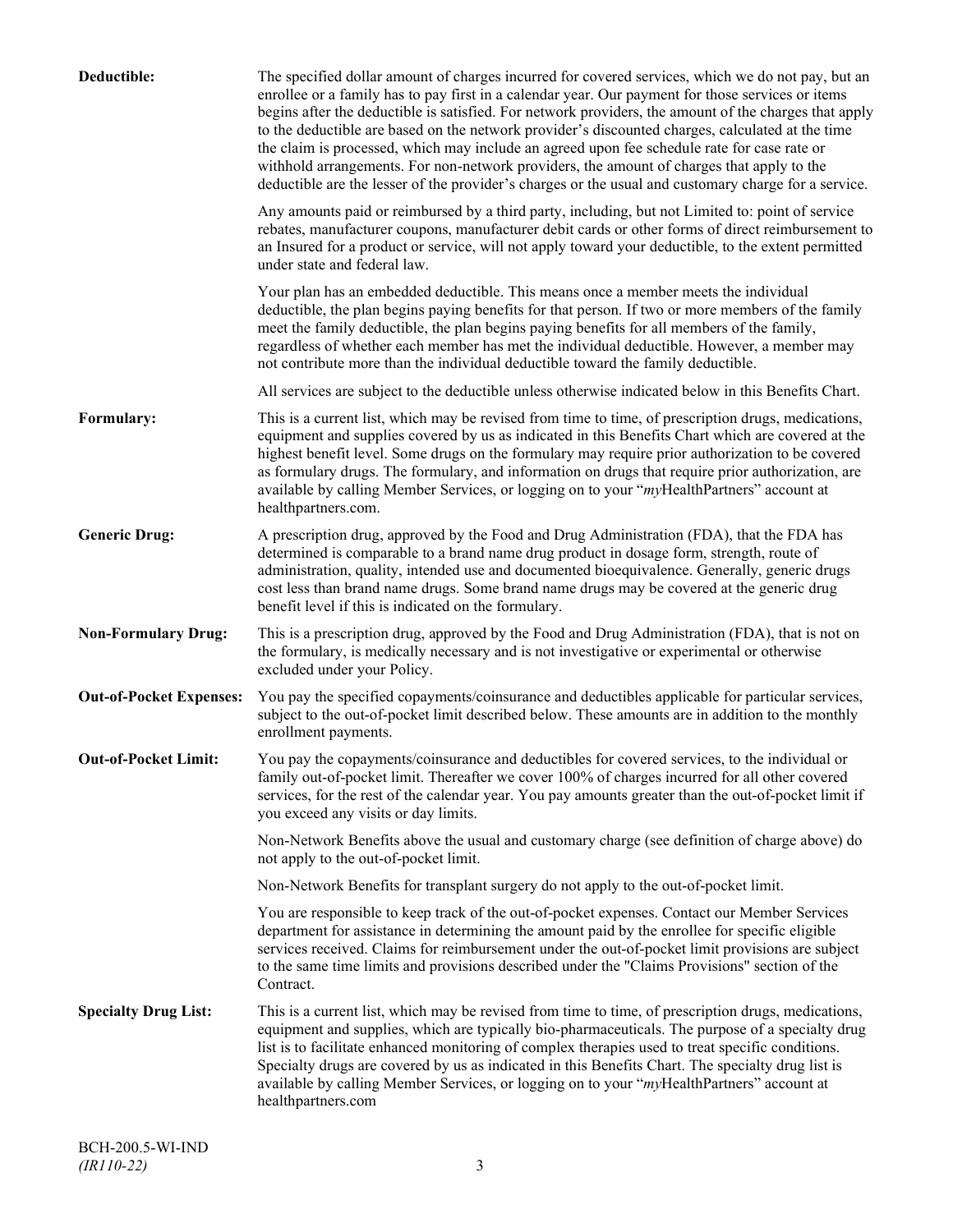**Deductible:** The specified dollar amount of charges incurred for covered services, which we do not pay, but an enrollee or a family has to pay first in a calendar year. Our payment for those services or items begins after the deductible is satisfied. For network providers, the amount of the charges that apply to the deductible are based on the network provider's discounted charges, calculated at the time the claim is processed, which may include an agreed upon fee schedule rate for case rate or withhold arrangements. For non-network providers, the amount of charges that apply to the deductible are the lesser of the provider's charges or the usual and customary charge for a service.

Any amounts paid or reimbursed by a third party, including, but not Limited to: point of service rebates, manufacturer coupons, manufacturer debit cards or other forms of direct reimbursement to an Insured for a product or service, will not apply toward your deductible, to the extent permitted under state and federal law.

Your plan has an embedded deductible. This means once a member meets the individual deductible, the plan begins paying benefits for that person. If two or more members of the family meet the family deductible, the plan begins paying benefits for all members of the family, regardless of whether each member has met the individual deductible. However, a member may not contribute more than the individual deductible toward the family deductible.

All services are subject to the deductible unless otherwise indicated below in this Benefits Chart.

**Formulary:** This is a current list, which may be revised from time to time, of prescription drugs, medications, equipment and supplies covered by us as indicated in this Benefits Chart which are covered at the highest benefit level. Some drugs on the formulary may require prior authorization to be covered as formulary drugs. The formulary, and information on drugs that require prior authorization, are available by calling Member Services, or logging on to your "*my*HealthPartners" account at healthpartners.com.

**Generic Drug:** A prescription drug, approved by the Food and Drug Administration (FDA), that the FDA has determined is comparable to a brand name drug product in dosage form, strength, route of administration, quality, intended use and documented bioequivalence. Generally, generic drugs cost less than brand name drugs. Some brand name drugs may be covered at the generic drug benefit level if this is indicated on the formulary.

**Non-Formulary Drug:** This is a prescription drug, approved by the Food and Drug Administration (FDA), that is not on the formulary, is medically necessary and is not investigative or experimental or otherwise excluded under your Policy.

**Out-of-Pocket Expenses:** You pay the specified copayments/coinsurance and deductibles applicable for particular services, subject to the out-of-pocket limit described below. These amounts are in addition to the monthly enrollment payments.

**Out-of-Pocket Limit:** You pay the copayments/coinsurance and deductibles for covered services, to the individual or family out-of-pocket limit. Thereafter we cover 100% of charges incurred for all other covered services, for the rest of the calendar year. You pay amounts greater than the out-of-pocket limit if you exceed any visits or day limits.

Non-Network Benefits above the usual and customary charge (see definition of charge above) do not apply to the out-of-pocket limit.

Non-Network Benefits for transplant surgery do not apply to the out-of-pocket limit.

You are responsible to keep track of the out-of-pocket expenses. Contact our Member Services department for assistance in determining the amount paid by the enrollee for specific eligible services received. Claims for reimbursement under the out-of-pocket limit provisions are subject to the same time limits and provisions described under the "Claims Provisions" section of the Contract.

**Specialty Drug List:** This is a current list, which may be revised from time to time, of prescription drugs, medications, equipment and supplies, which are typically bio-pharmaceuticals. The purpose of a specialty drug list is to facilitate enhanced monitoring of complex therapies used to treat specific conditions. Specialty drugs are covered by us as indicated in this Benefits Chart. The specialty drug list is available by calling Member Services, or logging on to your "*my*HealthPartners" account at healthpartners.com

BCH-200.5-WI-IND
*(IR110-22)*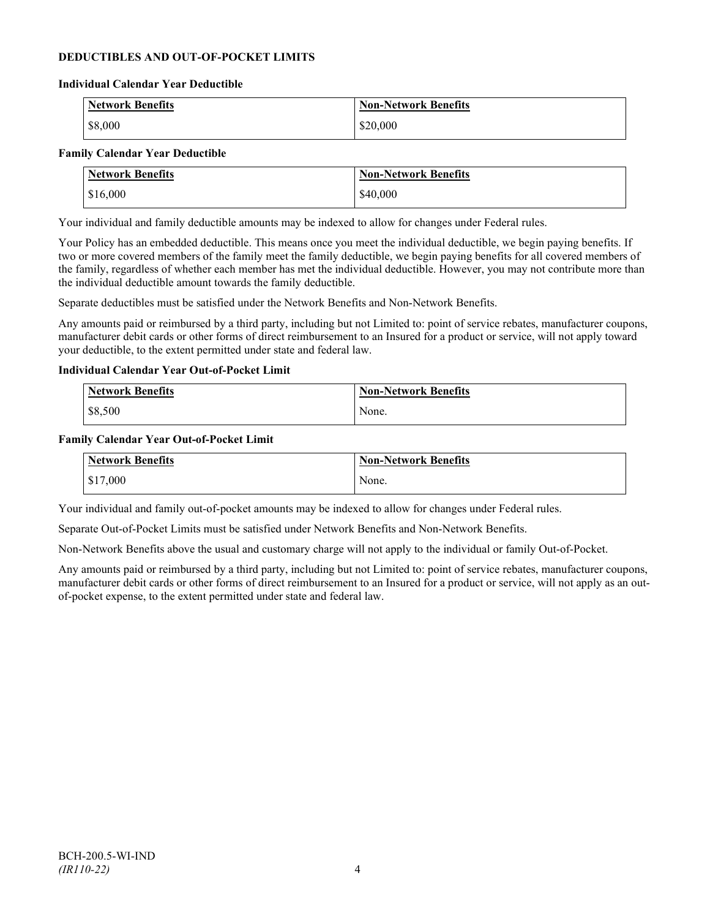## DEDUCTIBLES AND OUT-OF-POCKET LIMITS

### Individual Calendar Year Deductible

| Network Benefits | Non-Network Benefits |
|---|---|
| $8,000 | $20,000 |

### Family Calendar Year Deductible

| Network Benefits | Non-Network Benefits |
|---|---|
| $16,000 | $40,000 |

Your individual and family deductible amounts may be indexed to allow for changes under Federal rules.

Your Policy has an embedded deductible. This means once you meet the individual deductible, we begin paying benefits. If two or more covered members of the family meet the family deductible, we begin paying benefits for all covered members of the family, regardless of whether each member has met the individual deductible. However, you may not contribute more than the individual deductible amount towards the family deductible.

Separate deductibles must be satisfied under the Network Benefits and Non-Network Benefits.

Any amounts paid or reimbursed by a third party, including but not Limited to: point of service rebates, manufacturer coupons, manufacturer debit cards or other forms of direct reimbursement to an Insured for a product or service, will not apply toward your deductible, to the extent permitted under state and federal law.

### Individual Calendar Year Out-of-Pocket Limit

| Network Benefits | Non-Network Benefits |
|---|---|
| $8,500 | None. |

### Family Calendar Year Out-of-Pocket Limit

| Network Benefits | Non-Network Benefits |
|---|---|
| $17,000 | None. |

Your individual and family out-of-pocket amounts may be indexed to allow for changes under Federal rules.

Separate Out-of-Pocket Limits must be satisfied under Network Benefits and Non-Network Benefits.

Non-Network Benefits above the usual and customary charge will not apply to the individual or family Out-of-Pocket.

Any amounts paid or reimbursed by a third party, including but not Limited to: point of service rebates, manufacturer coupons, manufacturer debit cards or other forms of direct reimbursement to an Insured for a product or service, will not apply as an out-of-pocket expense, to the extent permitted under state and federal law.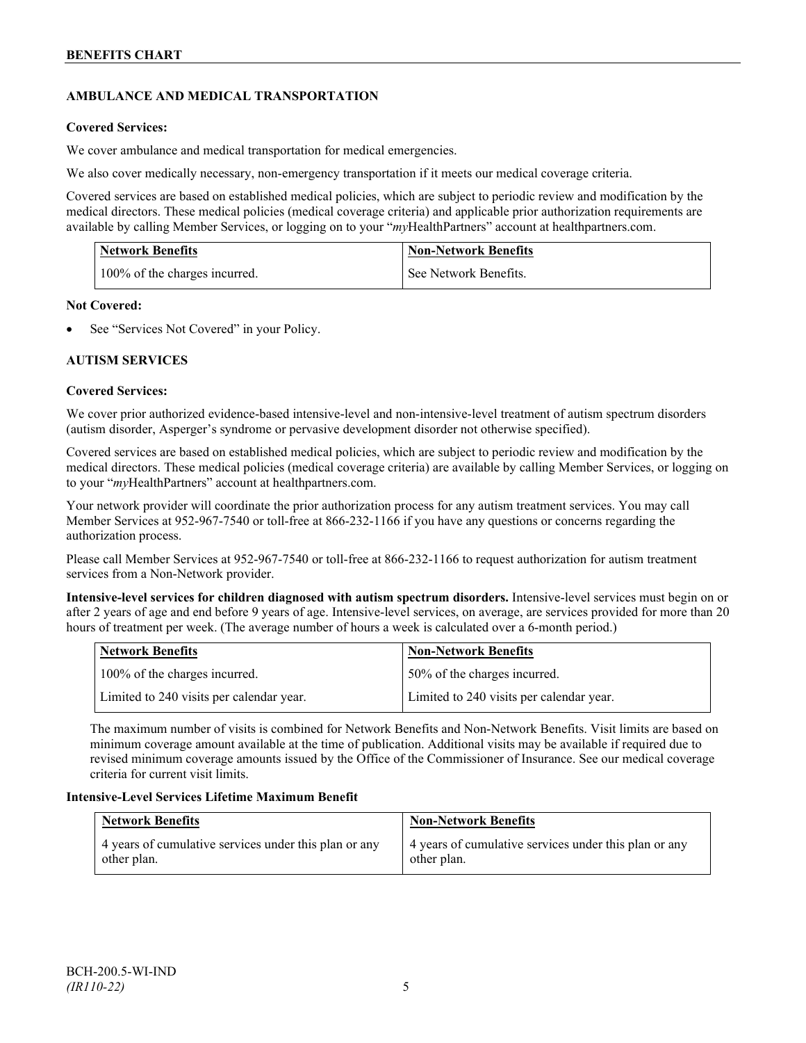## AMBULANCE AND MEDICAL TRANSPORTATION

**Covered Services:**

We cover ambulance and medical transportation for medical emergencies.

We also cover medically necessary, non-emergency transportation if it meets our medical coverage criteria.

Covered services are based on established medical policies, which are subject to periodic review and modification by the medical directors. These medical policies (medical coverage criteria) and applicable prior authorization requirements are available by calling Member Services, or logging on to your "*my*HealthPartners" account at healthpartners.com.

| Network Benefits | Non-Network Benefits |
|---|---|
| 100% of the charges incurred. | See Network Benefits. |

**Not Covered:**

- See "Services Not Covered" in your Policy.

## AUTISM SERVICES

**Covered Services:**

We cover prior authorized evidence-based intensive-level and non-intensive-level treatment of autism spectrum disorders (autism disorder, Asperger's syndrome or pervasive development disorder not otherwise specified).

Covered services are based on established medical policies, which are subject to periodic review and modification by the medical directors. These medical policies (medical coverage criteria) are available by calling Member Services, or logging on to your "*my*HealthPartners" account at healthpartners.com.

Your network provider will coordinate the prior authorization process for any autism treatment services. You may call Member Services at 952-967-7540 or toll-free at 866-232-1166 if you have any questions or concerns regarding the authorization process.

Please call Member Services at 952-967-7540 or toll-free at 866-232-1166 to request authorization for autism treatment services from a Non-Network provider.

**Intensive-level services for children diagnosed with autism spectrum disorders.** Intensive-level services must begin on or after 2 years of age and end before 9 years of age. Intensive-level services, on average, are services provided for more than 20 hours of treatment per week. (The average number of hours a week is calculated over a 6-month period.)

| Network Benefits | Non-Network Benefits |
|---|---|
| 100% of the charges incurred. | 50% of the charges incurred. |
| Limited to 240 visits per calendar year. | Limited to 240 visits per calendar year. |

The maximum number of visits is combined for Network Benefits and Non-Network Benefits. Visit limits are based on minimum coverage amount available at the time of publication. Additional visits may be available if required due to revised minimum coverage amounts issued by the Office of the Commissioner of Insurance. See our medical coverage criteria for current visit limits.

**Intensive-Level Services Lifetime Maximum Benefit**

| Network Benefits | Non-Network Benefits |
|---|---|
| 4 years of cumulative services under this plan or any other plan. | 4 years of cumulative services under this plan or any other plan. |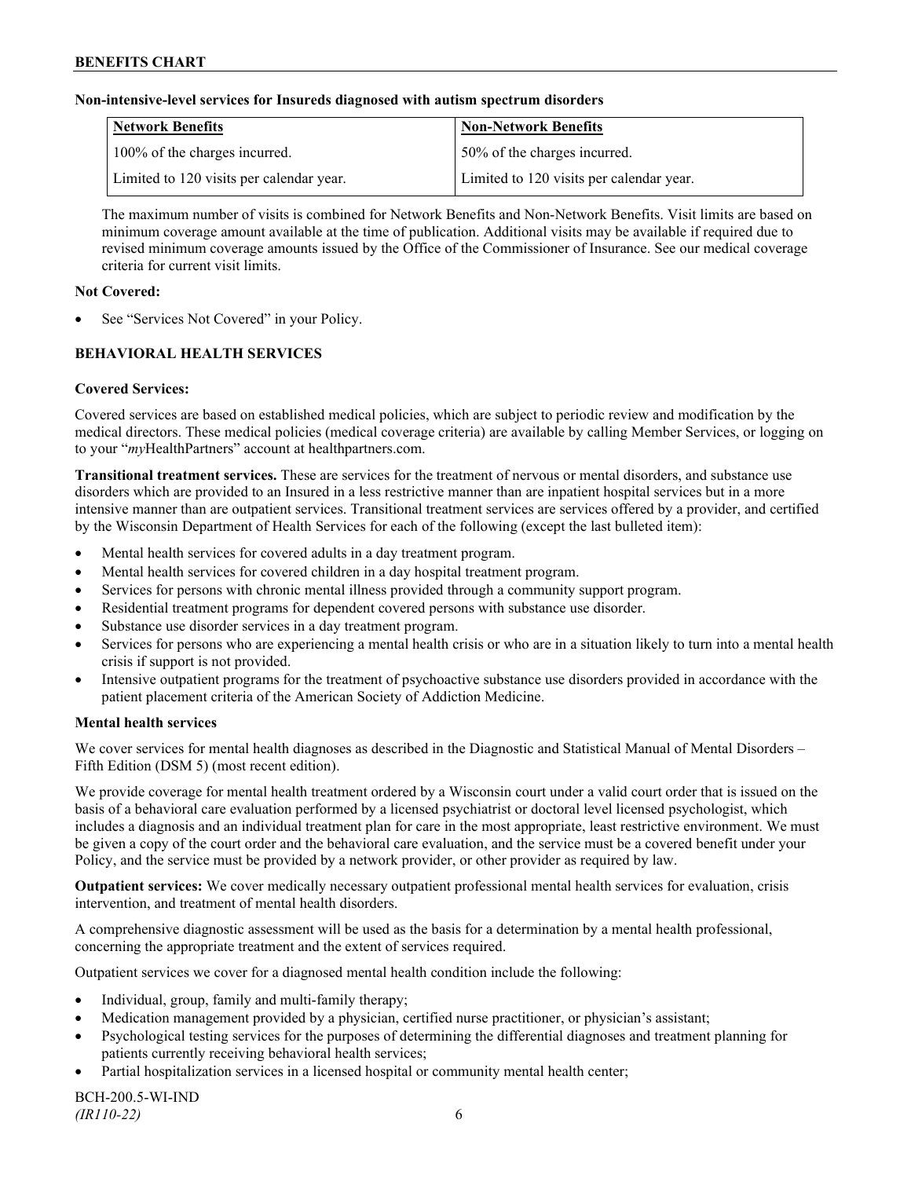**Non-intensive-level services for Insureds diagnosed with autism spectrum disorders**

| Network Benefits | Non-Network Benefits |
| --- | --- |
| 100% of the charges incurred. | 50% of the charges incurred. |
| Limited to 120 visits per calendar year. | Limited to 120 visits per calendar year. |

The maximum number of visits is combined for Network Benefits and Non-Network Benefits. Visit limits are based on minimum coverage amount available at the time of publication. Additional visits may be available if required due to revised minimum coverage amounts issued by the Office of the Commissioner of Insurance. See our medical coverage criteria for current visit limits.

**Not Covered:**

- See "Services Not Covered" in your Policy.

## BEHAVIORAL HEALTH SERVICES

**Covered Services:**

Covered services are based on established medical policies, which are subject to periodic review and modification by the medical directors. These medical policies (medical coverage criteria) are available by calling Member Services, or logging on to your "*my*HealthPartners" account at healthpartners.com.

**Transitional treatment services.** These are services for the treatment of nervous or mental disorders, and substance use disorders which are provided to an Insured in a less restrictive manner than are inpatient hospital services but in a more intensive manner than are outpatient services. Transitional treatment services are services offered by a provider, and certified by the Wisconsin Department of Health Services for each of the following (except the last bulleted item):

- Mental health services for covered adults in a day treatment program.
- Mental health services for covered children in a day hospital treatment program.
- Services for persons with chronic mental illness provided through a community support program.
- Residential treatment programs for dependent covered persons with substance use disorder.
- Substance use disorder services in a day treatment program.
- Services for persons who are experiencing a mental health crisis or who are in a situation likely to turn into a mental health crisis if support is not provided.
- Intensive outpatient programs for the treatment of psychoactive substance use disorders provided in accordance with the patient placement criteria of the American Society of Addiction Medicine.

**Mental health services**

We cover services for mental health diagnoses as described in the Diagnostic and Statistical Manual of Mental Disorders – Fifth Edition (DSM 5) (most recent edition).

We provide coverage for mental health treatment ordered by a Wisconsin court under a valid court order that is issued on the basis of a behavioral care evaluation performed by a licensed psychiatrist or doctoral level licensed psychologist, which includes a diagnosis and an individual treatment plan for care in the most appropriate, least restrictive environment. We must be given a copy of the court order and the behavioral care evaluation, and the service must be a covered benefit under your Policy, and the service must be provided by a network provider, or other provider as required by law.

**Outpatient services:** We cover medically necessary outpatient professional mental health services for evaluation, crisis intervention, and treatment of mental health disorders.

A comprehensive diagnostic assessment will be used as the basis for a determination by a mental health professional, concerning the appropriate treatment and the extent of services required.

Outpatient services we cover for a diagnosed mental health condition include the following:

- Individual, group, family and multi-family therapy;
- Medication management provided by a physician, certified nurse practitioner, or physician's assistant;
- Psychological testing services for the purposes of determining the differential diagnoses and treatment planning for patients currently receiving behavioral health services;
- Partial hospitalization services in a licensed hospital or community mental health center;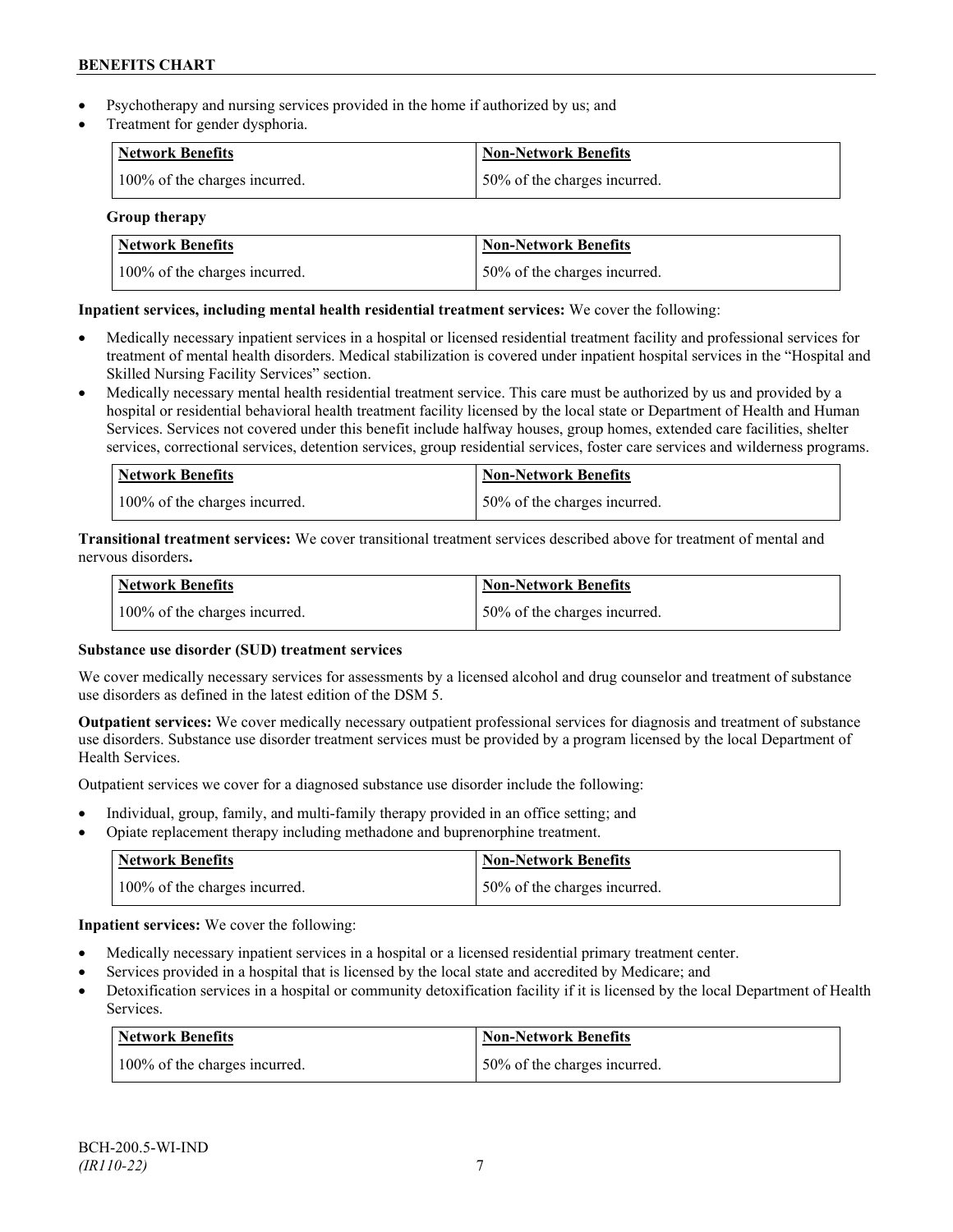- Psychotherapy and nursing services provided in the home if authorized by us; and
- Treatment for gender dysphoria.

| Network Benefits | Non-Network Benefits |
| --- | --- |
| 100% of the charges incurred. | 50% of the charges incurred. |

**Group therapy**

| Network Benefits | Non-Network Benefits |
| --- | --- |
| 100% of the charges incurred. | 50% of the charges incurred. |

**Inpatient services, including mental health residential treatment services:** We cover the following:

- Medically necessary inpatient services in a hospital or licensed residential treatment facility and professional services for treatment of mental health disorders. Medical stabilization is covered under inpatient hospital services in the "Hospital and Skilled Nursing Facility Services" section.
- Medically necessary mental health residential treatment service. This care must be authorized by us and provided by a hospital or residential behavioral health treatment facility licensed by the local state or Department of Health and Human Services. Services not covered under this benefit include halfway houses, group homes, extended care facilities, shelter services, correctional services, detention services, group residential services, foster care services and wilderness programs.

| Network Benefits | Non-Network Benefits |
| --- | --- |
| 100% of the charges incurred. | 50% of the charges incurred. |

**Transitional treatment services:** We cover transitional treatment services described above for treatment of mental and nervous disorders**.**

| Network Benefits | Non-Network Benefits |
| --- | --- |
| 100% of the charges incurred. | 50% of the charges incurred. |

**Substance use disorder (SUD) treatment services**

We cover medically necessary services for assessments by a licensed alcohol and drug counselor and treatment of substance use disorders as defined in the latest edition of the DSM 5.

**Outpatient services:** We cover medically necessary outpatient professional services for diagnosis and treatment of substance use disorders. Substance use disorder treatment services must be provided by a program licensed by the local Department of Health Services.

Outpatient services we cover for a diagnosed substance use disorder include the following:

- Individual, group, family, and multi-family therapy provided in an office setting; and
- Opiate replacement therapy including methadone and buprenorphine treatment.

| Network Benefits | Non-Network Benefits |
| --- | --- |
| 100% of the charges incurred. | 50% of the charges incurred. |

**Inpatient services:** We cover the following:

- Medically necessary inpatient services in a hospital or a licensed residential primary treatment center.
- Services provided in a hospital that is licensed by the local state and accredited by Medicare; and
- Detoxification services in a hospital or community detoxification facility if it is licensed by the local Department of Health Services.

| Network Benefits | Non-Network Benefits |
| --- | --- |
| 100% of the charges incurred. | 50% of the charges incurred. |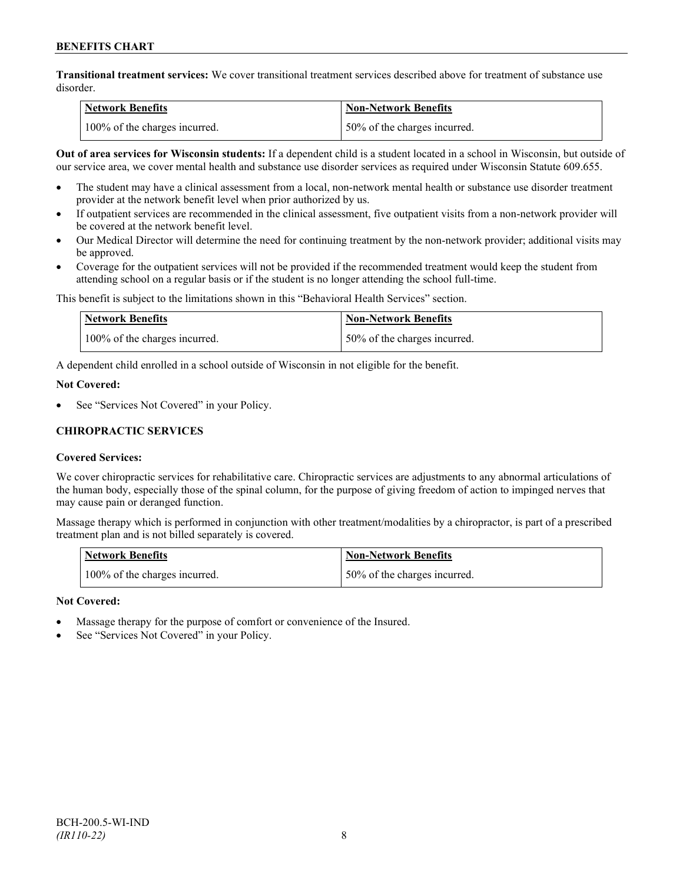**Transitional treatment services:** We cover transitional treatment services described above for treatment of substance use disorder.

| Network Benefits | Non-Network Benefits |
| --- | --- |
| 100% of the charges incurred. | 50% of the charges incurred. |

**Out of area services for Wisconsin students:** If a dependent child is a student located in a school in Wisconsin, but outside of our service area, we cover mental health and substance use disorder services as required under Wisconsin Statute 609.655.

- The student may have a clinical assessment from a local, non-network mental health or substance use disorder treatment provider at the network benefit level when prior authorized by us.
- If outpatient services are recommended in the clinical assessment, five outpatient visits from a non-network provider will be covered at the network benefit level.
- Our Medical Director will determine the need for continuing treatment by the non-network provider; additional visits may be approved.
- Coverage for the outpatient services will not be provided if the recommended treatment would keep the student from attending school on a regular basis or if the student is no longer attending the school full-time.

This benefit is subject to the limitations shown in this "Behavioral Health Services" section.

| Network Benefits | Non-Network Benefits |
| --- | --- |
| 100% of the charges incurred. | 50% of the charges incurred. |

A dependent child enrolled in a school outside of Wisconsin in not eligible for the benefit.

**Not Covered:**

- See "Services Not Covered" in your Policy.

### CHIROPRACTIC SERVICES

**Covered Services:**

We cover chiropractic services for rehabilitative care. Chiropractic services are adjustments to any abnormal articulations of the human body, especially those of the spinal column, for the purpose of giving freedom of action to impinged nerves that may cause pain or deranged function.

Massage therapy which is performed in conjunction with other treatment/modalities by a chiropractor, is part of a prescribed treatment plan and is not billed separately is covered.

| Network Benefits | Non-Network Benefits |
| --- | --- |
| 100% of the charges incurred. | 50% of the charges incurred. |

**Not Covered:**

- Massage therapy for the purpose of comfort or convenience of the Insured.
- See "Services Not Covered" in your Policy.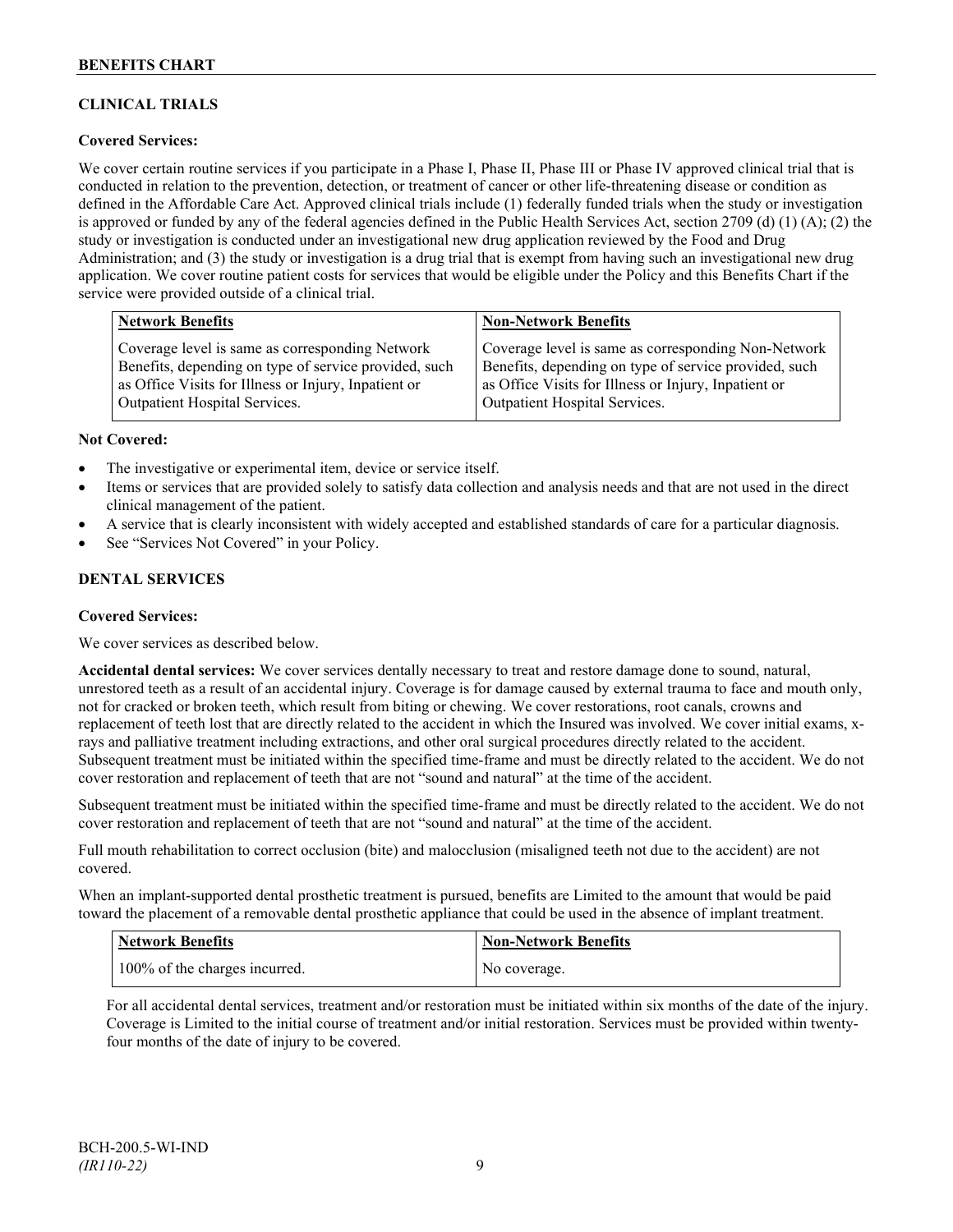## CLINICAL TRIALS

**Covered Services:**

We cover certain routine services if you participate in a Phase I, Phase II, Phase III or Phase IV approved clinical trial that is conducted in relation to the prevention, detection, or treatment of cancer or other life-threatening disease or condition as defined in the Affordable Care Act. Approved clinical trials include (1) federally funded trials when the study or investigation is approved or funded by any of the federal agencies defined in the Public Health Services Act, section 2709 (d) (1) (A); (2) the study or investigation is conducted under an investigational new drug application reviewed by the Food and Drug Administration; and (3) the study or investigation is a drug trial that is exempt from having such an investigational new drug application. We cover routine patient costs for services that would be eligible under the Policy and this Benefits Chart if the service were provided outside of a clinical trial.

| Network Benefits | Non-Network Benefits |
|---|---|
| Coverage level is same as corresponding Network Benefits, depending on type of service provided, such as Office Visits for Illness or Injury, Inpatient or Outpatient Hospital Services. | Coverage level is same as corresponding Non-Network Benefits, depending on type of service provided, such as Office Visits for Illness or Injury, Inpatient or Outpatient Hospital Services. |

**Not Covered:**

- The investigative or experimental item, device or service itself.
- Items or services that are provided solely to satisfy data collection and analysis needs and that are not used in the direct clinical management of the patient.
- A service that is clearly inconsistent with widely accepted and established standards of care for a particular diagnosis.
- See "Services Not Covered" in your Policy.

## DENTAL SERVICES

**Covered Services:**

We cover services as described below.

**Accidental dental services:** We cover services dentally necessary to treat and restore damage done to sound, natural, unrestored teeth as a result of an accidental injury. Coverage is for damage caused by external trauma to face and mouth only, not for cracked or broken teeth, which result from biting or chewing. We cover restorations, root canals, crowns and replacement of teeth lost that are directly related to the accident in which the Insured was involved. We cover initial exams, x-rays and palliative treatment including extractions, and other oral surgical procedures directly related to the accident. Subsequent treatment must be initiated within the specified time-frame and must be directly related to the accident. We do not cover restoration and replacement of teeth that are not "sound and natural" at the time of the accident.

Subsequent treatment must be initiated within the specified time-frame and must be directly related to the accident. We do not cover restoration and replacement of teeth that are not "sound and natural" at the time of the accident.

Full mouth rehabilitation to correct occlusion (bite) and malocclusion (misaligned teeth not due to the accident) are not covered.

When an implant-supported dental prosthetic treatment is pursued, benefits are Limited to the amount that would be paid toward the placement of a removable dental prosthetic appliance that could be used in the absence of implant treatment.

| Network Benefits | Non-Network Benefits |
|---|---|
| 100% of the charges incurred. | No coverage. |

For all accidental dental services, treatment and/or restoration must be initiated within six months of the date of the injury. Coverage is Limited to the initial course of treatment and/or initial restoration. Services must be provided within twenty-four months of the date of injury to be covered.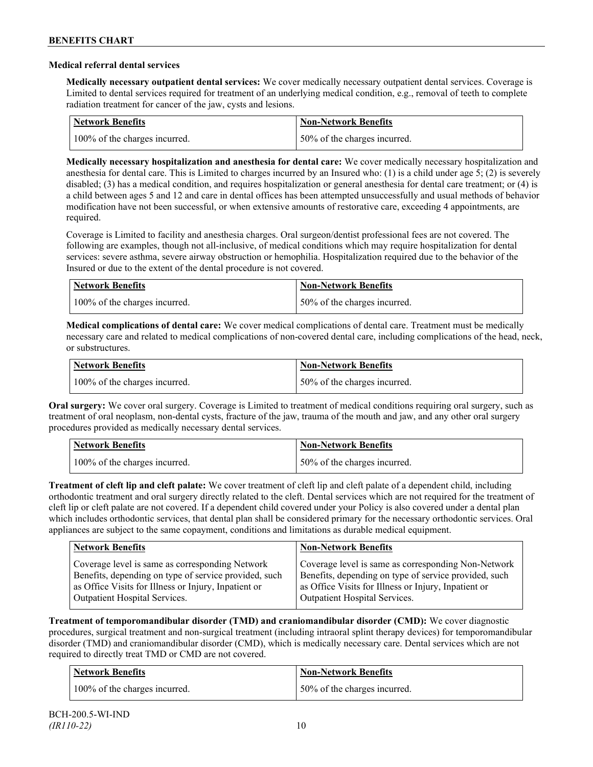**Medical referral dental services**

**Medically necessary outpatient dental services:** We cover medically necessary outpatient dental services. Coverage is Limited to dental services required for treatment of an underlying medical condition, e.g., removal of teeth to complete radiation treatment for cancer of the jaw, cysts and lesions.

| Network Benefits | Non-Network Benefits |
| --- | --- |
| 100% of the charges incurred. | 50% of the charges incurred. |

**Medically necessary hospitalization and anesthesia for dental care:** We cover medically necessary hospitalization and anesthesia for dental care. This is Limited to charges incurred by an Insured who: (1) is a child under age 5; (2) is severely disabled; (3) has a medical condition, and requires hospitalization or general anesthesia for dental care treatment; or (4) is a child between ages 5 and 12 and care in dental offices has been attempted unsuccessfully and usual methods of behavior modification have not been successful, or when extensive amounts of restorative care, exceeding 4 appointments, are required.

Coverage is Limited to facility and anesthesia charges. Oral surgeon/dentist professional fees are not covered. The following are examples, though not all-inclusive, of medical conditions which may require hospitalization for dental services: severe asthma, severe airway obstruction or hemophilia. Hospitalization required due to the behavior of the Insured or due to the extent of the dental procedure is not covered.

| Network Benefits | Non-Network Benefits |
| --- | --- |
| 100% of the charges incurred. | 50% of the charges incurred. |

**Medical complications of dental care:** We cover medical complications of dental care. Treatment must be medically necessary care and related to medical complications of non-covered dental care, including complications of the head, neck, or substructures.

| Network Benefits | Non-Network Benefits |
| --- | --- |
| 100% of the charges incurred. | 50% of the charges incurred. |

**Oral surgery:** We cover oral surgery. Coverage is Limited to treatment of medical conditions requiring oral surgery, such as treatment of oral neoplasm, non-dental cysts, fracture of the jaw, trauma of the mouth and jaw, and any other oral surgery procedures provided as medically necessary dental services.

| Network Benefits | Non-Network Benefits |
| --- | --- |
| 100% of the charges incurred. | 50% of the charges incurred. |

**Treatment of cleft lip and cleft palate:** We cover treatment of cleft lip and cleft palate of a dependent child, including orthodontic treatment and oral surgery directly related to the cleft. Dental services which are not required for the treatment of cleft lip or cleft palate are not covered. If a dependent child covered under your Policy is also covered under a dental plan which includes orthodontic services, that dental plan shall be considered primary for the necessary orthodontic services. Oral appliances are subject to the same copayment, conditions and limitations as durable medical equipment.

| Network Benefits | Non-Network Benefits |
| --- | --- |
| Coverage level is same as corresponding Network Benefits, depending on type of service provided, such as Office Visits for Illness or Injury, Inpatient or Outpatient Hospital Services. | Coverage level is same as corresponding Non-Network Benefits, depending on type of service provided, such as Office Visits for Illness or Injury, Inpatient or Outpatient Hospital Services. |

**Treatment of temporomandibular disorder (TMD) and craniomandibular disorder (CMD):** We cover diagnostic procedures, surgical treatment and non-surgical treatment (including intraoral splint therapy devices) for temporomandibular disorder (TMD) and craniomandibular disorder (CMD), which is medically necessary care. Dental services which are not required to directly treat TMD or CMD are not covered.

| Network Benefits | Non-Network Benefits |
| --- | --- |
| 100% of the charges incurred. | 50% of the charges incurred. |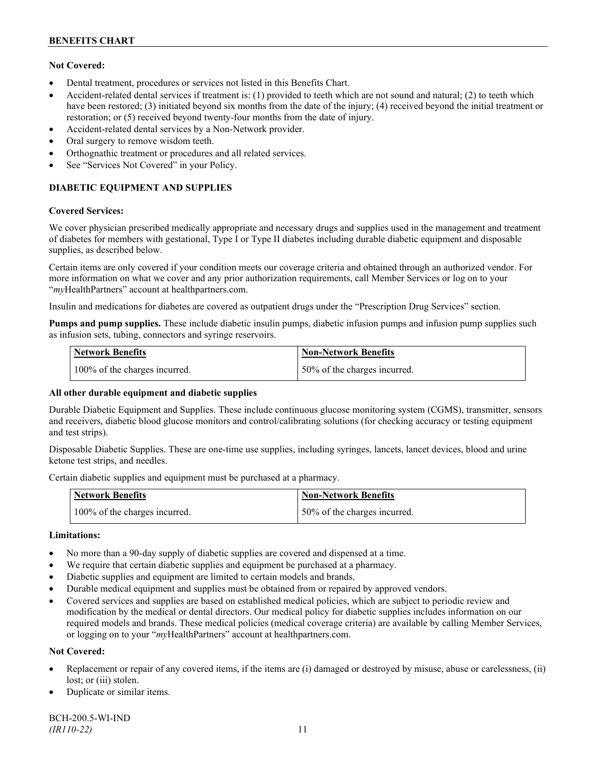**Not Covered:**

- Dental treatment, procedures or services not listed in this Benefits Chart.
- Accident-related dental services if treatment is: (1) provided to teeth which are not sound and natural; (2) to teeth which have been restored; (3) initiated beyond six months from the date of the injury; (4) received beyond the initial treatment or restoration; or (5) received beyond twenty-four months from the date of injury.
- Accident-related dental services by a Non-Network provider.
- Oral surgery to remove wisdom teeth.
- Orthognathic treatment or procedures and all related services.
- See "Services Not Covered" in your Policy.

**DIABETIC EQUIPMENT AND SUPPLIES**

**Covered Services:**

We cover physician prescribed medically appropriate and necessary drugs and supplies used in the management and treatment of diabetes for members with gestational, Type I or Type II diabetes including durable diabetic equipment and disposable supplies, as described below.

Certain items are only covered if your condition meets our coverage criteria and obtained through an authorized vendor. For more information on what we cover and any prior authorization requirements, call Member Services or log on to your "*my*HealthPartners" account at healthpartners.com.

Insulin and medications for diabetes are covered as outpatient drugs under the "Prescription Drug Services" section.

**Pumps and pump supplies.** These include diabetic insulin pumps, diabetic infusion pumps and infusion pump supplies such as infusion sets, tubing, connectors and syringe reservoirs.

| Network Benefits | Non-Network Benefits |
| --- | --- |
| 100% of the charges incurred. | 50% of the charges incurred. |

**All other durable equipment and diabetic supplies**

Durable Diabetic Equipment and Supplies. These include continuous glucose monitoring system (CGMS), transmitter, sensors and receivers, diabetic blood glucose monitors and control/calibrating solutions (for checking accuracy or testing equipment and test strips).

Disposable Diabetic Supplies. These are one-time use supplies, including syringes, lancets, lancet devices, blood and urine ketone test strips, and needles.

Certain diabetic supplies and equipment must be purchased at a pharmacy.

| Network Benefits | Non-Network Benefits |
| --- | --- |
| 100% of the charges incurred. | 50% of the charges incurred. |

**Limitations:**

- No more than a 90-day supply of diabetic supplies are covered and dispensed at a time.
- We require that certain diabetic supplies and equipment be purchased at a pharmacy.
- Diabetic supplies and equipment are limited to certain models and brands.
- Durable medical equipment and supplies must be obtained from or repaired by approved vendors.
- Covered services and supplies are based on established medical policies, which are subject to periodic review and modification by the medical or dental directors. Our medical policy for diabetic supplies includes information on our required models and brands. These medical policies (medical coverage criteria) are available by calling Member Services, or logging on to your "*my*HealthPartners" account at healthpartners.com.

**Not Covered:**

- Replacement or repair of any covered items, if the items are (i) damaged or destroyed by misuse, abuse or carelessness, (ii) lost; or (iii) stolen.
- Duplicate or similar items.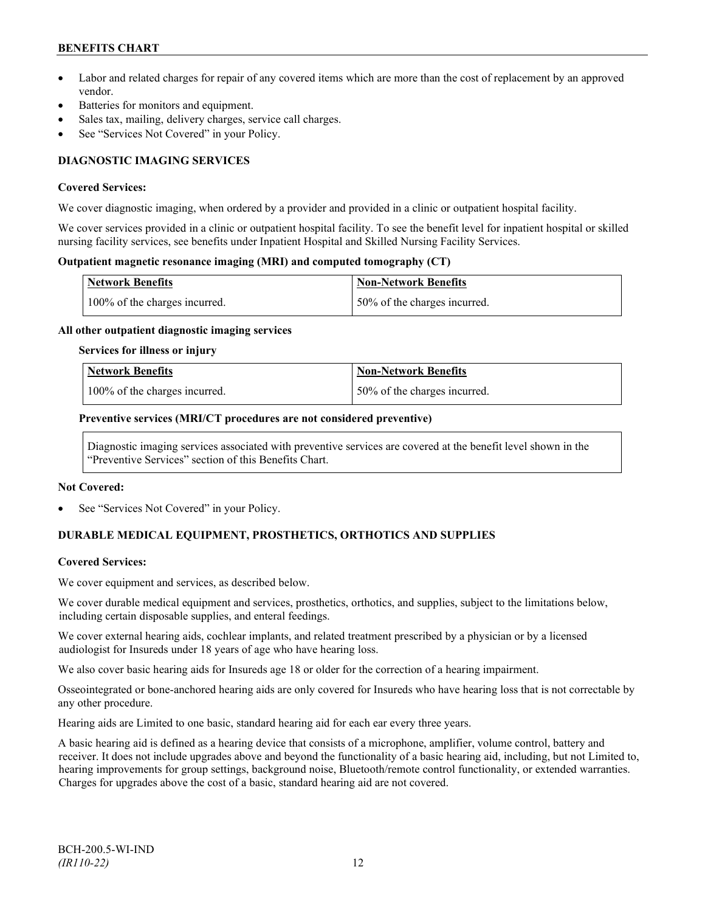- Labor and related charges for repair of any covered items which are more than the cost of replacement by an approved vendor.
- Batteries for monitors and equipment.
- Sales tax, mailing, delivery charges, service call charges.
- See "Services Not Covered" in your Policy.

## DIAGNOSTIC IMAGING SERVICES

**Covered Services:**

We cover diagnostic imaging, when ordered by a provider and provided in a clinic or outpatient hospital facility.

We cover services provided in a clinic or outpatient hospital facility. To see the benefit level for inpatient hospital or skilled nursing facility services, see benefits under Inpatient Hospital and Skilled Nursing Facility Services.

**Outpatient magnetic resonance imaging (MRI) and computed tomography (CT)**

| Network Benefits | Non-Network Benefits |
|---|---|
| 100% of the charges incurred. | 50% of the charges incurred. |

**All other outpatient diagnostic imaging services**

**Services for illness or injury**

| Network Benefits | Non-Network Benefits |
|---|---|
| 100% of the charges incurred. | 50% of the charges incurred. |

**Preventive services (MRI/CT procedures are not considered preventive)**

| Diagnostic imaging services associated with preventive services are covered at the benefit level shown in the "Preventive Services" section of this Benefits Chart. |
|---|

**Not Covered:**

- See "Services Not Covered" in your Policy.

## DURABLE MEDICAL EQUIPMENT, PROSTHETICS, ORTHOTICS AND SUPPLIES

**Covered Services:**

We cover equipment and services, as described below.

We cover durable medical equipment and services, prosthetics, orthotics, and supplies, subject to the limitations below, including certain disposable supplies, and enteral feedings.

We cover external hearing aids, cochlear implants, and related treatment prescribed by a physician or by a licensed audiologist for Insureds under 18 years of age who have hearing loss.

We also cover basic hearing aids for Insureds age 18 or older for the correction of a hearing impairment.

Osseointegrated or bone-anchored hearing aids are only covered for Insureds who have hearing loss that is not correctable by any other procedure.

Hearing aids are Limited to one basic, standard hearing aid for each ear every three years.

A basic hearing aid is defined as a hearing device that consists of a microphone, amplifier, volume control, battery and receiver. It does not include upgrades above and beyond the functionality of a basic hearing aid, including, but not Limited to, hearing improvements for group settings, background noise, Bluetooth/remote control functionality, or extended warranties. Charges for upgrades above the cost of a basic, standard hearing aid are not covered.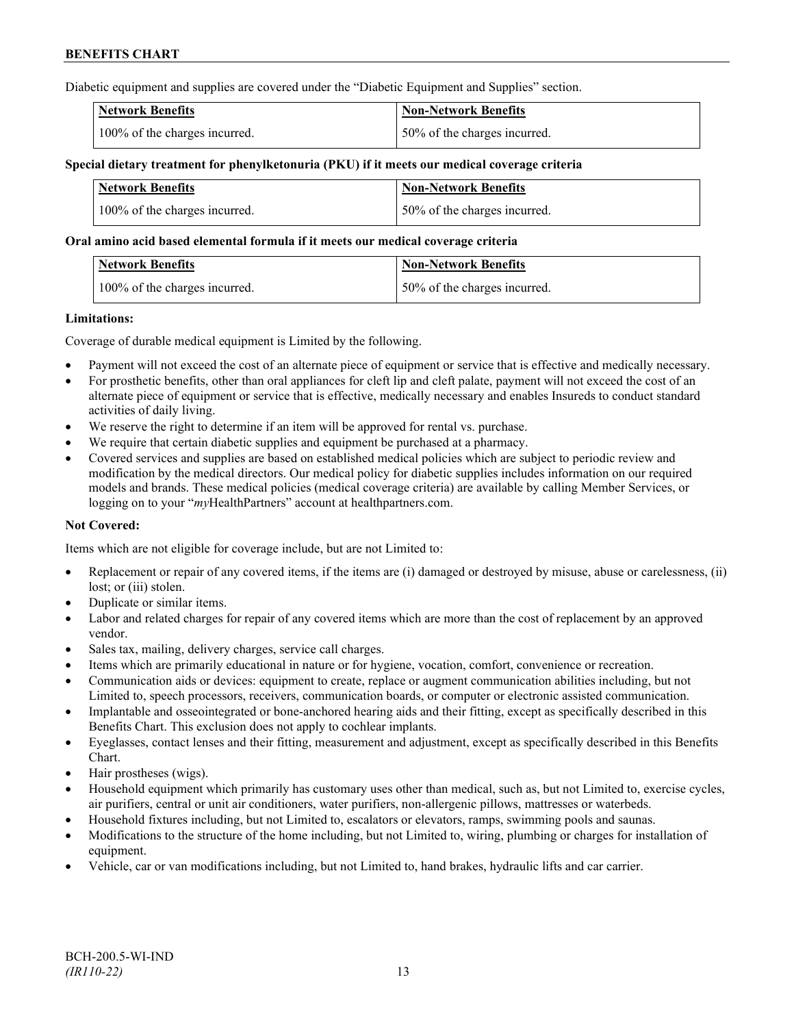Diabetic equipment and supplies are covered under the "Diabetic Equipment and Supplies" section.

| Network Benefits | Non-Network Benefits |
| --- | --- |
| 100% of the charges incurred. | 50% of the charges incurred. |

**Special dietary treatment for phenylketonuria (PKU) if it meets our medical coverage criteria**

| Network Benefits | Non-Network Benefits |
| --- | --- |
| 100% of the charges incurred. | 50% of the charges incurred. |

**Oral amino acid based elemental formula if it meets our medical coverage criteria**

| Network Benefits | Non-Network Benefits |
| --- | --- |
| 100% of the charges incurred. | 50% of the charges incurred. |

**Limitations:**

Coverage of durable medical equipment is Limited by the following.

- Payment will not exceed the cost of an alternate piece of equipment or service that is effective and medically necessary.
- For prosthetic benefits, other than oral appliances for cleft lip and cleft palate, payment will not exceed the cost of an alternate piece of equipment or service that is effective, medically necessary and enables Insureds to conduct standard activities of daily living.
- We reserve the right to determine if an item will be approved for rental vs. purchase.
- We require that certain diabetic supplies and equipment be purchased at a pharmacy.
- Covered services and supplies are based on established medical policies which are subject to periodic review and modification by the medical directors. Our medical policy for diabetic supplies includes information on our required models and brands. These medical policies (medical coverage criteria) are available by calling Member Services, or logging on to your "*my*HealthPartners" account at healthpartners.com.

**Not Covered:**

Items which are not eligible for coverage include, but are not Limited to:

- Replacement or repair of any covered items, if the items are (i) damaged or destroyed by misuse, abuse or carelessness, (ii) lost; or (iii) stolen.
- Duplicate or similar items.
- Labor and related charges for repair of any covered items which are more than the cost of replacement by an approved vendor.
- Sales tax, mailing, delivery charges, service call charges.
- Items which are primarily educational in nature or for hygiene, vocation, comfort, convenience or recreation.
- Communication aids or devices: equipment to create, replace or augment communication abilities including, but not Limited to, speech processors, receivers, communication boards, or computer or electronic assisted communication.
- Implantable and osseointegrated or bone-anchored hearing aids and their fitting, except as specifically described in this Benefits Chart. This exclusion does not apply to cochlear implants.
- Eyeglasses, contact lenses and their fitting, measurement and adjustment, except as specifically described in this Benefits Chart.
- Hair prostheses (wigs).
- Household equipment which primarily has customary uses other than medical, such as, but not Limited to, exercise cycles, air purifiers, central or unit air conditioners, water purifiers, non-allergenic pillows, mattresses or waterbeds.
- Household fixtures including, but not Limited to, escalators or elevators, ramps, swimming pools and saunas.
- Modifications to the structure of the home including, but not Limited to, wiring, plumbing or charges for installation of equipment.
- Vehicle, car or van modifications including, but not Limited to, hand brakes, hydraulic lifts and car carrier.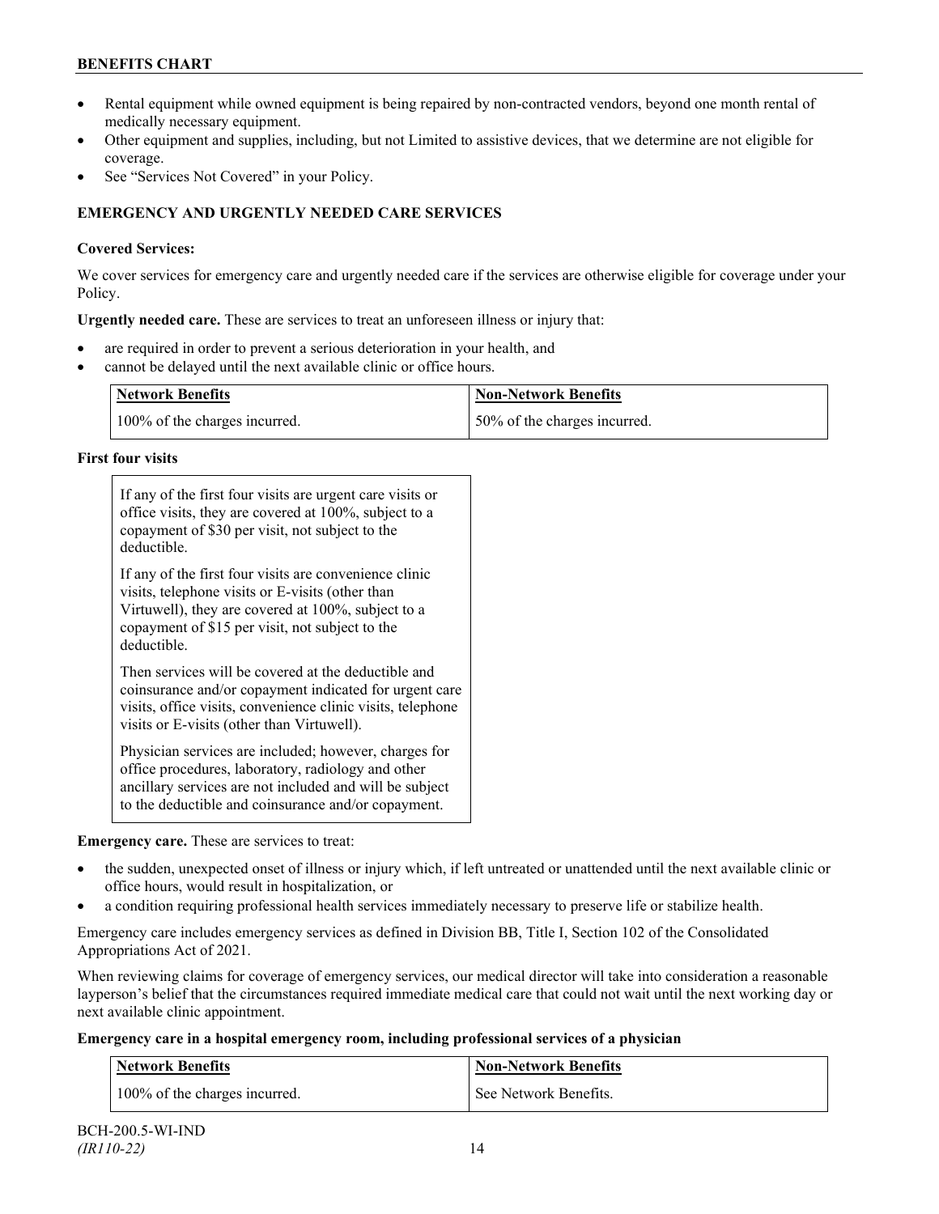- Rental equipment while owned equipment is being repaired by non-contracted vendors, beyond one month rental of medically necessary equipment.
- Other equipment and supplies, including, but not Limited to assistive devices, that we determine are not eligible for coverage.
- See "Services Not Covered" in your Policy.

### EMERGENCY AND URGENTLY NEEDED CARE SERVICES

**Covered Services:**

We cover services for emergency care and urgently needed care if the services are otherwise eligible for coverage under your Policy.

**Urgently needed care.** These are services to treat an unforeseen illness or injury that:

- are required in order to prevent a serious deterioration in your health, and
- cannot be delayed until the next available clinic or office hours.

| Network Benefits | Non-Network Benefits |
| --- | --- |
| 100% of the charges incurred. | 50% of the charges incurred. |

**First four visits**

If any of the first four visits are urgent care visits or office visits, they are covered at 100%, subject to a copayment of $30 per visit, not subject to the deductible.

If any of the first four visits are convenience clinic visits, telephone visits or E-visits (other than Virtuwell), they are covered at 100%, subject to a copayment of $15 per visit, not subject to the deductible.

Then services will be covered at the deductible and coinsurance and/or copayment indicated for urgent care visits, office visits, convenience clinic visits, telephone visits or E-visits (other than Virtuwell).

Physician services are included; however, charges for office procedures, laboratory, radiology and other ancillary services are not included and will be subject to the deductible and coinsurance and/or copayment.

**Emergency care.** These are services to treat:

- the sudden, unexpected onset of illness or injury which, if left untreated or unattended until the next available clinic or office hours, would result in hospitalization, or
- a condition requiring professional health services immediately necessary to preserve life or stabilize health.

Emergency care includes emergency services as defined in Division BB, Title I, Section 102 of the Consolidated Appropriations Act of 2021.

When reviewing claims for coverage of emergency services, our medical director will take into consideration a reasonable layperson's belief that the circumstances required immediate medical care that could not wait until the next working day or next available clinic appointment.

**Emergency care in a hospital emergency room, including professional services of a physician**

| Network Benefits | Non-Network Benefits |
| --- | --- |
| 100% of the charges incurred. | See Network Benefits. |

BCH-200.5-WI-IND
*(IR110-22)*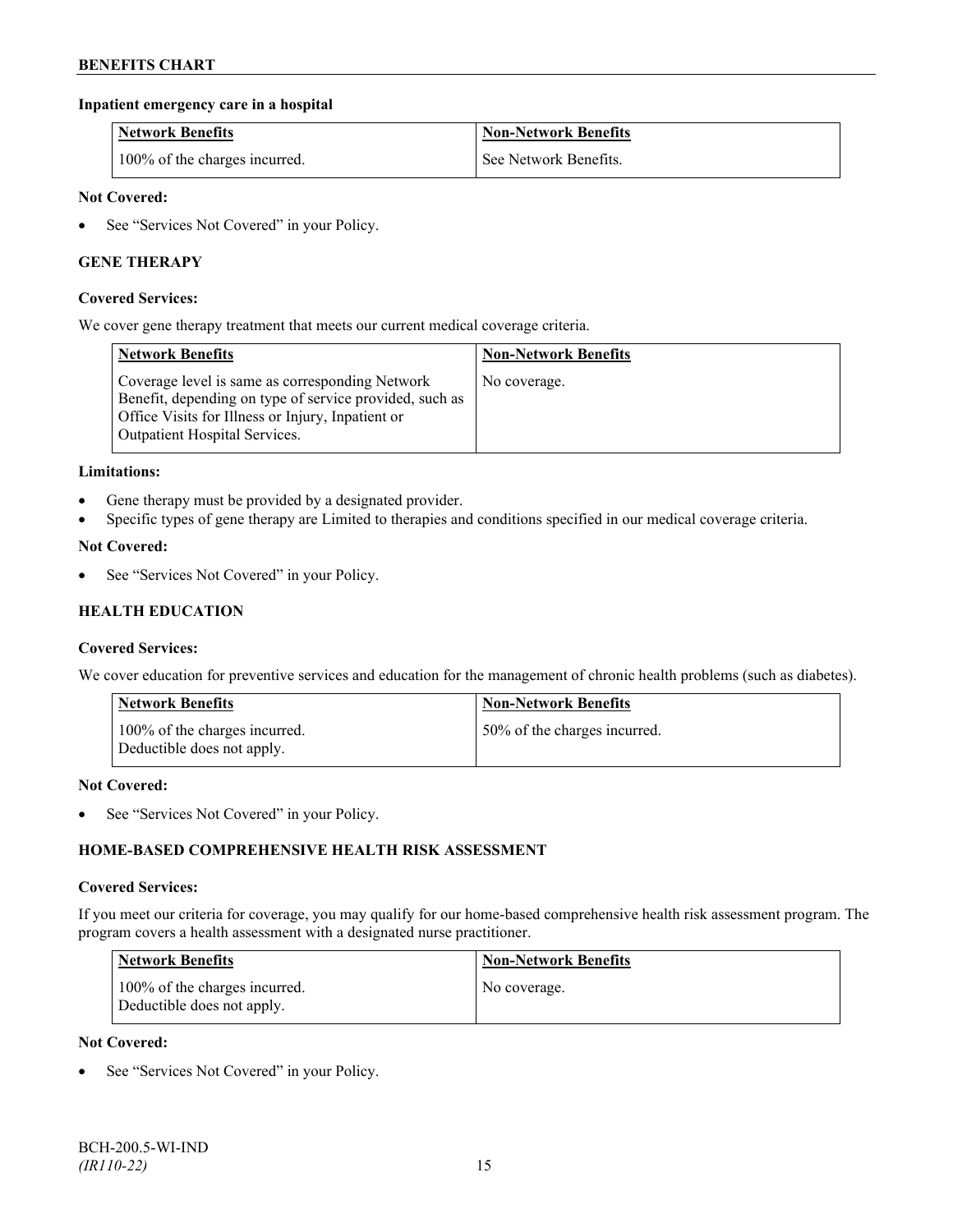**Inpatient emergency care in a hospital**

| Network Benefits | Non-Network Benefits |
| --- | --- |
| 100% of the charges incurred. | See Network Benefits. |

**Not Covered:**

- See "Services Not Covered" in your Policy.

## GENE THERAPY

**Covered Services:**

We cover gene therapy treatment that meets our current medical coverage criteria.

| Network Benefits | Non-Network Benefits |
| --- | --- |
| Coverage level is same as corresponding Network Benefit, depending on type of service provided, such as Office Visits for Illness or Injury, Inpatient or Outpatient Hospital Services. | No coverage. |

**Limitations:**

- Gene therapy must be provided by a designated provider.
- Specific types of gene therapy are Limited to therapies and conditions specified in our medical coverage criteria.

**Not Covered:**

- See "Services Not Covered" in your Policy.

## HEALTH EDUCATION

**Covered Services:**

We cover education for preventive services and education for the management of chronic health problems (such as diabetes).

| Network Benefits | Non-Network Benefits |
| --- | --- |
| 100% of the charges incurred.<br>Deductible does not apply. | 50% of the charges incurred. |

**Not Covered:**

- See "Services Not Covered" in your Policy.

## HOME-BASED COMPREHENSIVE HEALTH RISK ASSESSMENT

**Covered Services:**

If you meet our criteria for coverage, you may qualify for our home-based comprehensive health risk assessment program. The program covers a health assessment with a designated nurse practitioner.

| Network Benefits | Non-Network Benefits |
| --- | --- |
| 100% of the charges incurred.<br>Deductible does not apply. | No coverage. |

**Not Covered:**

- See "Services Not Covered" in your Policy.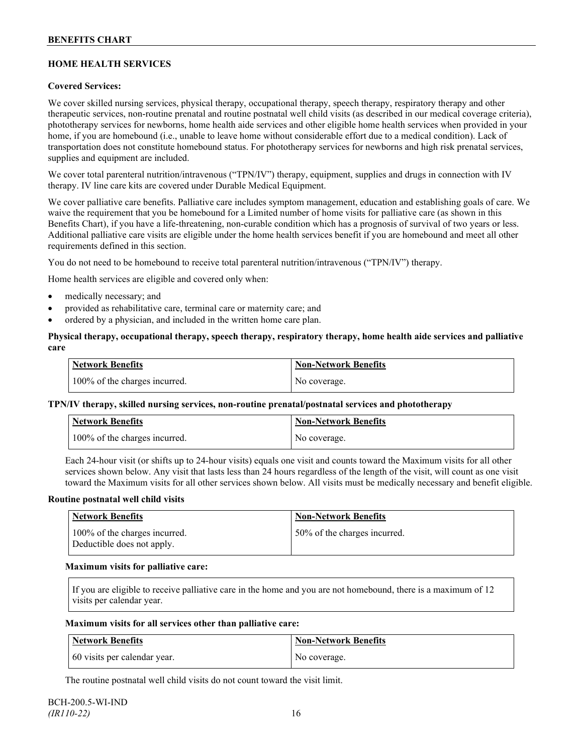## HOME HEALTH SERVICES

**Covered Services:**

We cover skilled nursing services, physical therapy, occupational therapy, speech therapy, respiratory therapy and other therapeutic services, non-routine prenatal and routine postnatal well child visits (as described in our medical coverage criteria), phototherapy services for newborns, home health aide services and other eligible home health services when provided in your home, if you are homebound (i.e., unable to leave home without considerable effort due to a medical condition). Lack of transportation does not constitute homebound status. For phototherapy services for newborns and high risk prenatal services, supplies and equipment are included.

We cover total parenteral nutrition/intravenous ("TPN/IV") therapy, equipment, supplies and drugs in connection with IV therapy. IV line care kits are covered under Durable Medical Equipment.

We cover palliative care benefits. Palliative care includes symptom management, education and establishing goals of care. We waive the requirement that you be homebound for a Limited number of home visits for palliative care (as shown in this Benefits Chart), if you have a life-threatening, non-curable condition which has a prognosis of survival of two years or less. Additional palliative care visits are eligible under the home health services benefit if you are homebound and meet all other requirements defined in this section.

You do not need to be homebound to receive total parenteral nutrition/intravenous ("TPN/IV") therapy.

Home health services are eligible and covered only when:

- medically necessary; and
- provided as rehabilitative care, terminal care or maternity care; and
- ordered by a physician, and included in the written home care plan.

**Physical therapy, occupational therapy, speech therapy, respiratory therapy, home health aide services and palliative care**

| Network Benefits | Non-Network Benefits |
|---|---|
| 100% of the charges incurred. | No coverage. |

**TPN/IV therapy, skilled nursing services, non-routine prenatal/postnatal services and phototherapy**

| Network Benefits | Non-Network Benefits |
|---|---|
| 100% of the charges incurred. | No coverage. |

Each 24-hour visit (or shifts up to 24-hour visits) equals one visit and counts toward the Maximum visits for all other services shown below. Any visit that lasts less than 24 hours regardless of the length of the visit, will count as one visit toward the Maximum visits for all other services shown below. All visits must be medically necessary and benefit eligible.

**Routine postnatal well child visits**

| Network Benefits | Non-Network Benefits |
|---|---|
| 100% of the charges incurred. Deductible does not apply. | 50% of the charges incurred. |

**Maximum visits for palliative care:**

If you are eligible to receive palliative care in the home and you are not homebound, there is a maximum of 12 visits per calendar year.

**Maximum visits for all services other than palliative care:**

| Network Benefits | Non-Network Benefits |
|---|---|
| 60 visits per calendar year. | No coverage. |

The routine postnatal well child visits do not count toward the visit limit.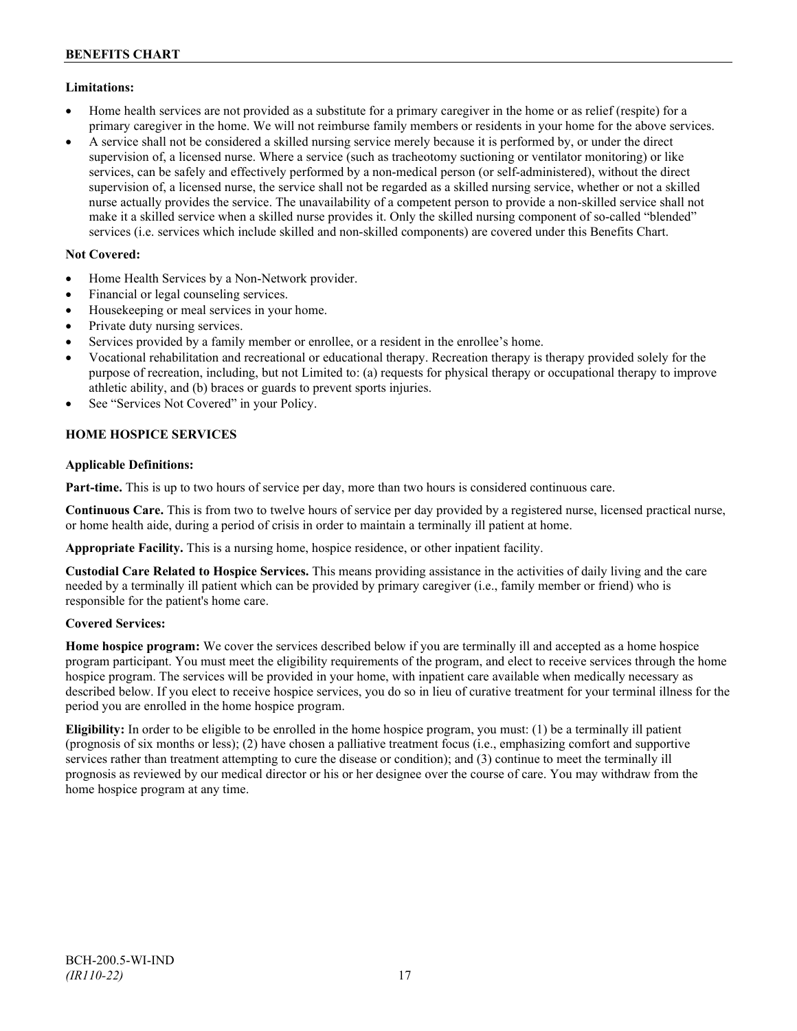**Limitations:**

- Home health services are not provided as a substitute for a primary caregiver in the home or as relief (respite) for a primary caregiver in the home. We will not reimburse family members or residents in your home for the above services.
- A service shall not be considered a skilled nursing service merely because it is performed by, or under the direct supervision of, a licensed nurse. Where a service (such as tracheotomy suctioning or ventilator monitoring) or like services, can be safely and effectively performed by a non-medical person (or self-administered), without the direct supervision of, a licensed nurse, the service shall not be regarded as a skilled nursing service, whether or not a skilled nurse actually provides the service. The unavailability of a competent person to provide a non-skilled service shall not make it a skilled service when a skilled nurse provides it. Only the skilled nursing component of so-called "blended" services (i.e. services which include skilled and non-skilled components) are covered under this Benefits Chart.

**Not Covered:**

- Home Health Services by a Non-Network provider.
- Financial or legal counseling services.
- Housekeeping or meal services in your home.
- Private duty nursing services.
- Services provided by a family member or enrollee, or a resident in the enrollee's home.
- Vocational rehabilitation and recreational or educational therapy. Recreation therapy is therapy provided solely for the purpose of recreation, including, but not Limited to: (a) requests for physical therapy or occupational therapy to improve athletic ability, and (b) braces or guards to prevent sports injuries.
- See "Services Not Covered" in your Policy.

## HOME HOSPICE SERVICES

**Applicable Definitions:**

**Part-time.** This is up to two hours of service per day, more than two hours is considered continuous care.

**Continuous Care.** This is from two to twelve hours of service per day provided by a registered nurse, licensed practical nurse, or home health aide, during a period of crisis in order to maintain a terminally ill patient at home.

**Appropriate Facility.** This is a nursing home, hospice residence, or other inpatient facility.

**Custodial Care Related to Hospice Services.** This means providing assistance in the activities of daily living and the care needed by a terminally ill patient which can be provided by primary caregiver (i.e., family member or friend) who is responsible for the patient's home care.

**Covered Services:**

**Home hospice program:** We cover the services described below if you are terminally ill and accepted as a home hospice program participant. You must meet the eligibility requirements of the program, and elect to receive services through the home hospice program. The services will be provided in your home, with inpatient care available when medically necessary as described below. If you elect to receive hospice services, you do so in lieu of curative treatment for your terminal illness for the period you are enrolled in the home hospice program.

**Eligibility:** In order to be eligible to be enrolled in the home hospice program, you must: (1) be a terminally ill patient (prognosis of six months or less); (2) have chosen a palliative treatment focus (i.e., emphasizing comfort and supportive services rather than treatment attempting to cure the disease or condition); and (3) continue to meet the terminally ill prognosis as reviewed by our medical director or his or her designee over the course of care. You may withdraw from the home hospice program at any time.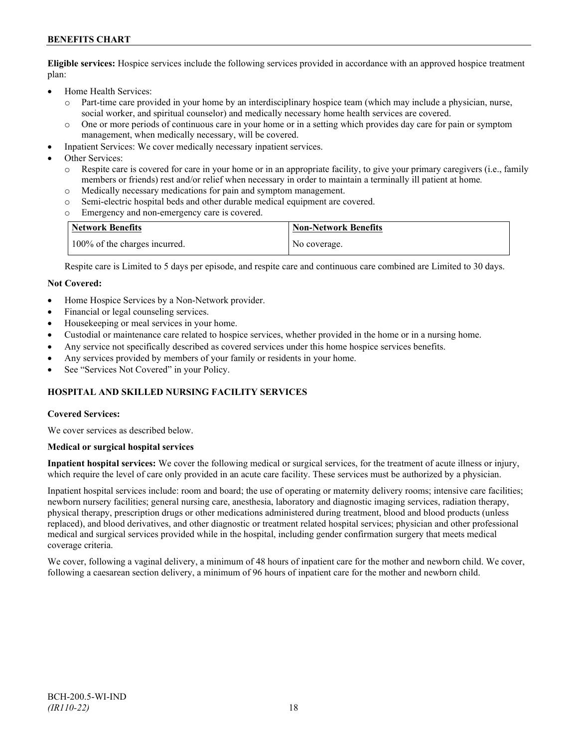**Eligible services:** Hospice services include the following services provided in accordance with an approved hospice treatment plan:

- Home Health Services:
  - Part-time care provided in your home by an interdisciplinary hospice team (which may include a physician, nurse, social worker, and spiritual counselor) and medically necessary home health services are covered.
  - One or more periods of continuous care in your home or in a setting which provides day care for pain or symptom management, when medically necessary, will be covered.
- Inpatient Services: We cover medically necessary inpatient services.
- Other Services:
  - Respite care is covered for care in your home or in an appropriate facility, to give your primary caregivers (i.e., family members or friends) rest and/or relief when necessary in order to maintain a terminally ill patient at home.
  - Medically necessary medications for pain and symptom management.
  - Semi-electric hospital beds and other durable medical equipment are covered.
  - Emergency and non-emergency care is covered.

| Network Benefits | Non-Network Benefits |
|---|---|
| 100% of the charges incurred. | No coverage. |

Respite care is Limited to 5 days per episode, and respite care and continuous care combined are Limited to 30 days.

**Not Covered:**

- Home Hospice Services by a Non-Network provider.
- Financial or legal counseling services.
- Housekeeping or meal services in your home.
- Custodial or maintenance care related to hospice services, whether provided in the home or in a nursing home.
- Any service not specifically described as covered services under this home hospice services benefits.
- Any services provided by members of your family or residents in your home.
- See "Services Not Covered" in your Policy.

## HOSPITAL AND SKILLED NURSING FACILITY SERVICES

**Covered Services:**

We cover services as described below.

**Medical or surgical hospital services**

**Inpatient hospital services:** We cover the following medical or surgical services, for the treatment of acute illness or injury, which require the level of care only provided in an acute care facility. These services must be authorized by a physician.

Inpatient hospital services include: room and board; the use of operating or maternity delivery rooms; intensive care facilities; newborn nursery facilities; general nursing care, anesthesia, laboratory and diagnostic imaging services, radiation therapy, physical therapy, prescription drugs or other medications administered during treatment, blood and blood products (unless replaced), and blood derivatives, and other diagnostic or treatment related hospital services; physician and other professional medical and surgical services provided while in the hospital, including gender confirmation surgery that meets medical coverage criteria.

We cover, following a vaginal delivery, a minimum of 48 hours of inpatient care for the mother and newborn child. We cover, following a caesarean section delivery, a minimum of 96 hours of inpatient care for the mother and newborn child.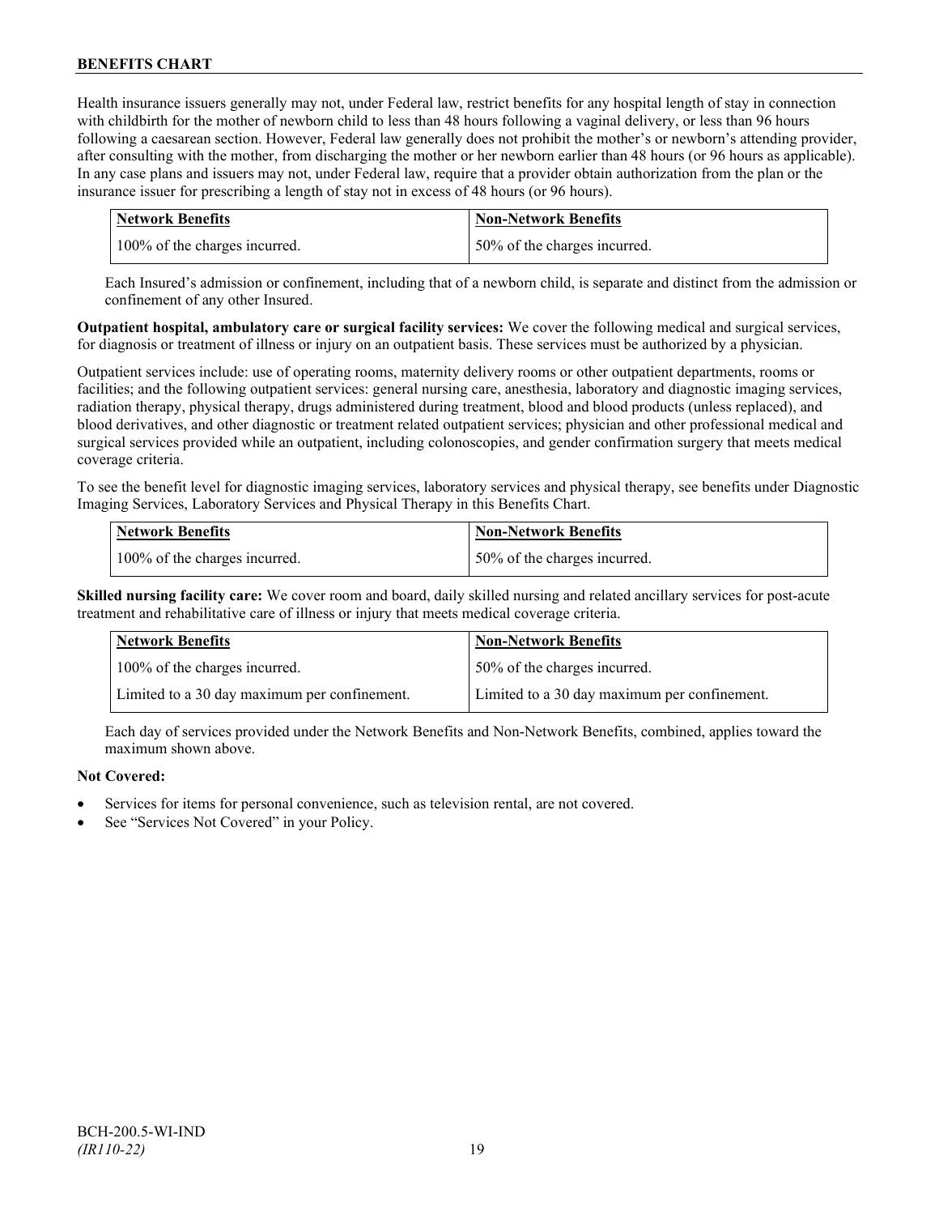Health insurance issuers generally may not, under Federal law, restrict benefits for any hospital length of stay in connection with childbirth for the mother of newborn child to less than 48 hours following a vaginal delivery, or less than 96 hours following a caesarean section. However, Federal law generally does not prohibit the mother's or newborn's attending provider, after consulting with the mother, from discharging the mother or her newborn earlier than 48 hours (or 96 hours as applicable). In any case plans and issuers may not, under Federal law, require that a provider obtain authorization from the plan or the insurance issuer for prescribing a length of stay not in excess of 48 hours (or 96 hours).

| Network Benefits | Non-Network Benefits |
| --- | --- |
| 100% of the charges incurred. | 50% of the charges incurred. |

Each Insured's admission or confinement, including that of a newborn child, is separate and distinct from the admission or confinement of any other Insured.

**Outpatient hospital, ambulatory care or surgical facility services:** We cover the following medical and surgical services, for diagnosis or treatment of illness or injury on an outpatient basis. These services must be authorized by a physician.

Outpatient services include: use of operating rooms, maternity delivery rooms or other outpatient departments, rooms or facilities; and the following outpatient services: general nursing care, anesthesia, laboratory and diagnostic imaging services, radiation therapy, physical therapy, drugs administered during treatment, blood and blood products (unless replaced), and blood derivatives, and other diagnostic or treatment related outpatient services; physician and other professional medical and surgical services provided while an outpatient, including colonoscopies, and gender confirmation surgery that meets medical coverage criteria.

To see the benefit level for diagnostic imaging services, laboratory services and physical therapy, see benefits under Diagnostic Imaging Services, Laboratory Services and Physical Therapy in this Benefits Chart.

| Network Benefits | Non-Network Benefits |
| --- | --- |
| 100% of the charges incurred. | 50% of the charges incurred. |

**Skilled nursing facility care:** We cover room and board, daily skilled nursing and related ancillary services for post-acute treatment and rehabilitative care of illness or injury that meets medical coverage criteria.

| Network Benefits | Non-Network Benefits |
| --- | --- |
| 100% of the charges incurred. | 50% of the charges incurred. |
| Limited to a 30 day maximum per confinement. | Limited to a 30 day maximum per confinement. |

Each day of services provided under the Network Benefits and Non-Network Benefits, combined, applies toward the maximum shown above.

**Not Covered:**

- Services for items for personal convenience, such as television rental, are not covered.
- See "Services Not Covered" in your Policy.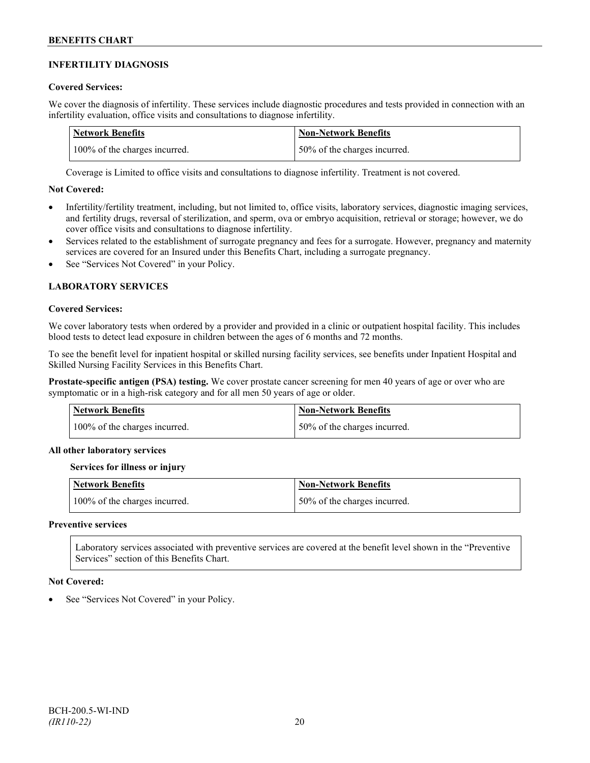## INFERTILITY DIAGNOSIS

**Covered Services:**

We cover the diagnosis of infertility. These services include diagnostic procedures and tests provided in connection with an infertility evaluation, office visits and consultations to diagnose infertility.

| Network Benefits | Non-Network Benefits |
|---|---|
| 100% of the charges incurred. | 50% of the charges incurred. |

Coverage is Limited to office visits and consultations to diagnose infertility. Treatment is not covered.

**Not Covered:**

- Infertility/fertility treatment, including, but not limited to, office visits, laboratory services, diagnostic imaging services, and fertility drugs, reversal of sterilization, and sperm, ova or embryo acquisition, retrieval or storage; however, we do cover office visits and consultations to diagnose infertility.
- Services related to the establishment of surrogate pregnancy and fees for a surrogate. However, pregnancy and maternity services are covered for an Insured under this Benefits Chart, including a surrogate pregnancy.
- See "Services Not Covered" in your Policy.

## LABORATORY SERVICES

**Covered Services:**

We cover laboratory tests when ordered by a provider and provided in a clinic or outpatient hospital facility. This includes blood tests to detect lead exposure in children between the ages of 6 months and 72 months.

To see the benefit level for inpatient hospital or skilled nursing facility services, see benefits under Inpatient Hospital and Skilled Nursing Facility Services in this Benefits Chart.

**Prostate-specific antigen (PSA) testing.** We cover prostate cancer screening for men 40 years of age or over who are symptomatic or in a high-risk category and for all men 50 years of age or older.

| Network Benefits | Non-Network Benefits |
|---|---|
| 100% of the charges incurred. | 50% of the charges incurred. |

**All other laboratory services**

**Services for illness or injury**

| Network Benefits | Non-Network Benefits |
|---|---|
| 100% of the charges incurred. | 50% of the charges incurred. |

**Preventive services**

Laboratory services associated with preventive services are covered at the benefit level shown in the "Preventive Services" section of this Benefits Chart.

**Not Covered:**

- See "Services Not Covered" in your Policy.

BCH-200.5-WI-IND
*(IR110-22)*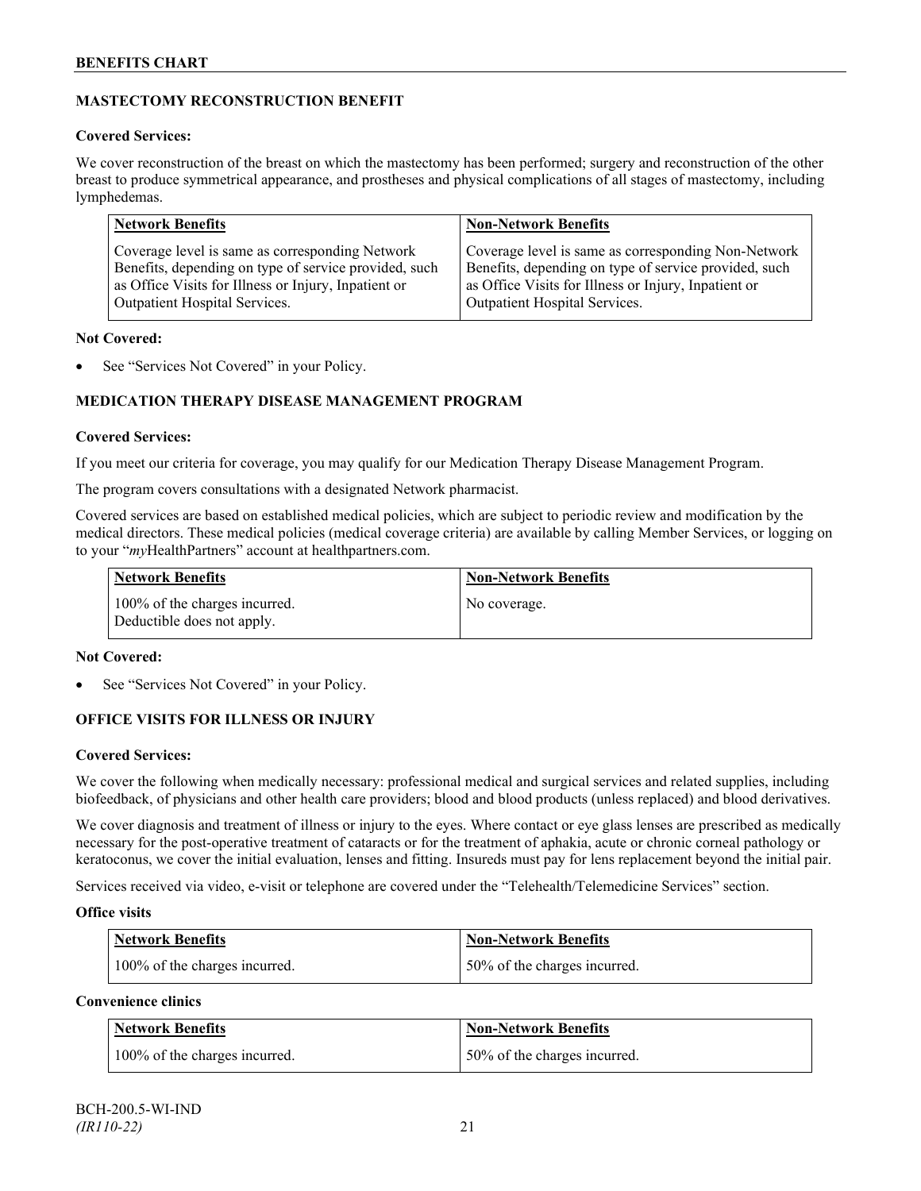## MASTECTOMY RECONSTRUCTION BENEFIT

**Covered Services:**

We cover reconstruction of the breast on which the mastectomy has been performed; surgery and reconstruction of the other breast to produce symmetrical appearance, and prostheses and physical complications of all stages of mastectomy, including lymphedemas.

| Network Benefits | Non-Network Benefits |
|---|---|
| Coverage level is same as corresponding Network Benefits, depending on type of service provided, such as Office Visits for Illness or Injury, Inpatient or Outpatient Hospital Services. | Coverage level is same as corresponding Non-Network Benefits, depending on type of service provided, such as Office Visits for Illness or Injury, Inpatient or Outpatient Hospital Services. |

**Not Covered:**

- See "Services Not Covered" in your Policy.

## MEDICATION THERAPY DISEASE MANAGEMENT PROGRAM

**Covered Services:**

If you meet our criteria for coverage, you may qualify for our Medication Therapy Disease Management Program.

The program covers consultations with a designated Network pharmacist.

Covered services are based on established medical policies, which are subject to periodic review and modification by the medical directors. These medical policies (medical coverage criteria) are available by calling Member Services, or logging on to your "*my*HealthPartners" account at healthpartners.com.

| Network Benefits | Non-Network Benefits |
|---|---|
| 100% of the charges incurred. Deductible does not apply. | No coverage. |

**Not Covered:**

- See "Services Not Covered" in your Policy.

## OFFICE VISITS FOR ILLNESS OR INJURY

**Covered Services:**

We cover the following when medically necessary: professional medical and surgical services and related supplies, including biofeedback, of physicians and other health care providers; blood and blood products (unless replaced) and blood derivatives.

We cover diagnosis and treatment of illness or injury to the eyes. Where contact or eye glass lenses are prescribed as medically necessary for the post-operative treatment of cataracts or for the treatment of aphakia, acute or chronic corneal pathology or keratoconus, we cover the initial evaluation, lenses and fitting. Insureds must pay for lens replacement beyond the initial pair.

Services received via video, e-visit or telephone are covered under the "Telehealth/Telemedicine Services" section.

**Office visits**

| Network Benefits | Non-Network Benefits |
|---|---|
| 100% of the charges incurred. | 50% of the charges incurred. |

**Convenience clinics**

| Network Benefits | Non-Network Benefits |
|---|---|
| 100% of the charges incurred. | 50% of the charges incurred. |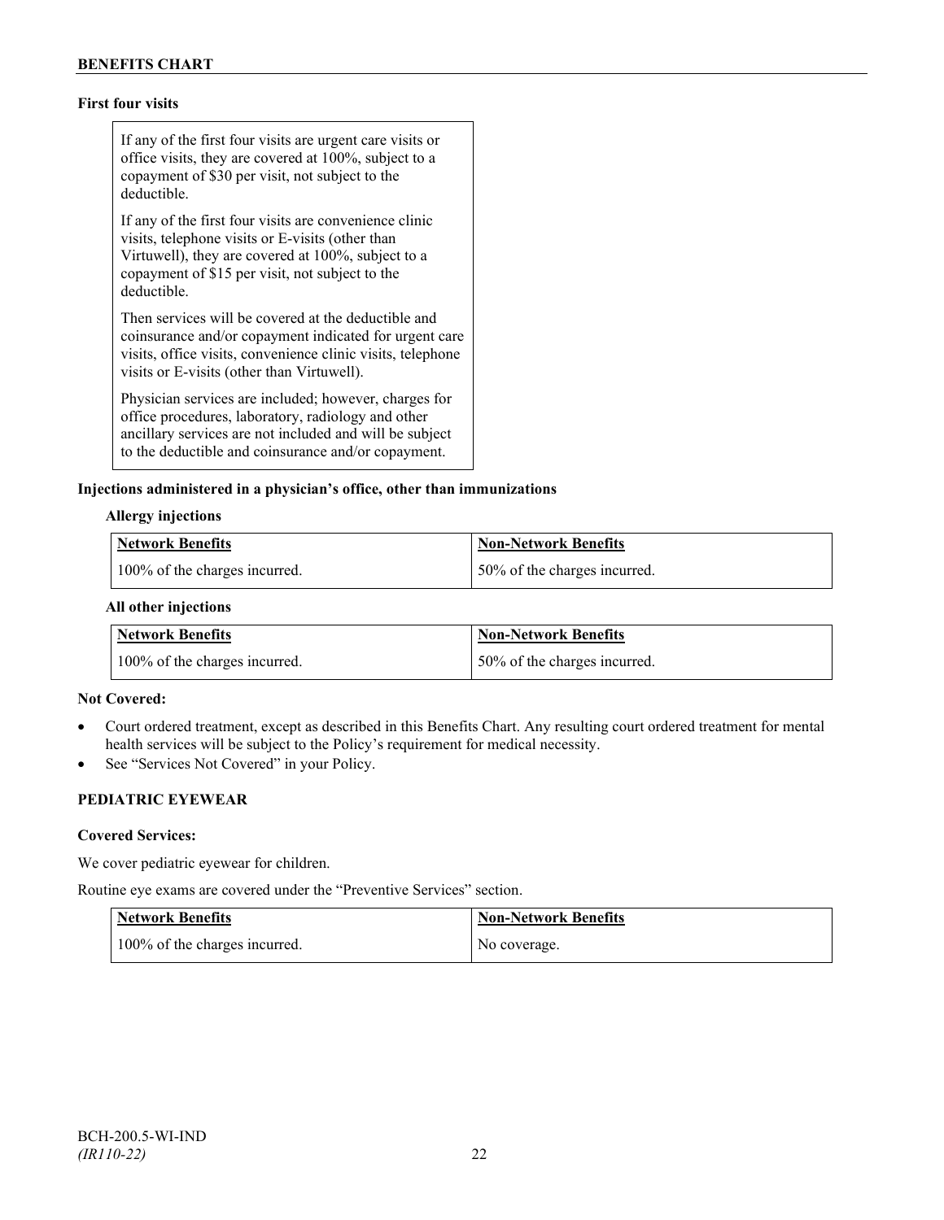**First four visits**

If any of the first four visits are urgent care visits or office visits, they are covered at 100%, subject to a copayment of $30 per visit, not subject to the deductible.

If any of the first four visits are convenience clinic visits, telephone visits or E-visits (other than Virtuwell), they are covered at 100%, subject to a copayment of $15 per visit, not subject to the deductible.

Then services will be covered at the deductible and coinsurance and/or copayment indicated for urgent care visits, office visits, convenience clinic visits, telephone visits or E-visits (other than Virtuwell).

Physician services are included; however, charges for office procedures, laboratory, radiology and other ancillary services are not included and will be subject to the deductible and coinsurance and/or copayment.

**Injections administered in a physician's office, other than immunizations**

**Allergy injections**

| Network Benefits | Non-Network Benefits |
| --- | --- |
| 100% of the charges incurred. | 50% of the charges incurred. |

**All other injections**

| Network Benefits | Non-Network Benefits |
| --- | --- |
| 100% of the charges incurred. | 50% of the charges incurred. |

**Not Covered:**

- Court ordered treatment, except as described in this Benefits Chart. Any resulting court ordered treatment for mental health services will be subject to the Policy's requirement for medical necessity.
- See "Services Not Covered" in your Policy.

**PEDIATRIC EYEWEAR**

**Covered Services:**

We cover pediatric eyewear for children.

Routine eye exams are covered under the "Preventive Services" section.

| Network Benefits | Non-Network Benefits |
| --- | --- |
| 100% of the charges incurred. | No coverage. |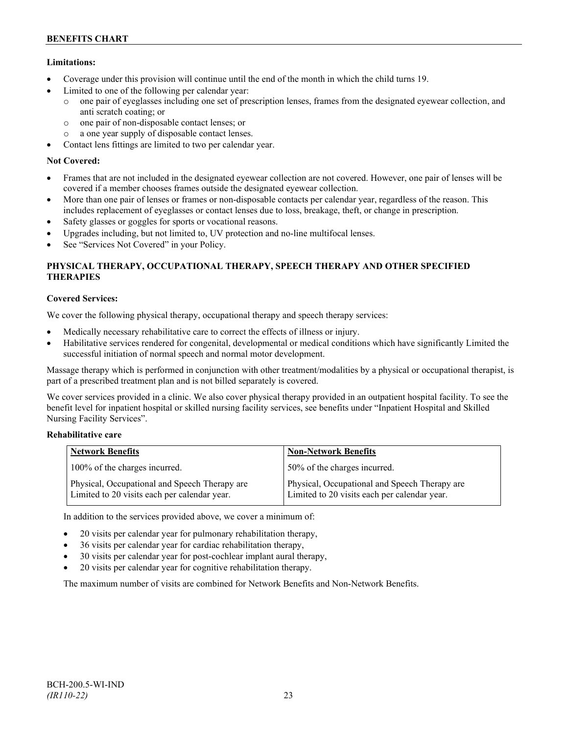**Limitations:**

- Coverage under this provision will continue until the end of the month in which the child turns 19.
- Limited to one of the following per calendar year:
  - one pair of eyeglasses including one set of prescription lenses, frames from the designated eyewear collection, and anti scratch coating; or
  - one pair of non-disposable contact lenses; or
  - a one year supply of disposable contact lenses.
- Contact lens fittings are limited to two per calendar year.

**Not Covered:**

- Frames that are not included in the designated eyewear collection are not covered. However, one pair of lenses will be covered if a member chooses frames outside the designated eyewear collection.
- More than one pair of lenses or frames or non-disposable contacts per calendar year, regardless of the reason. This includes replacement of eyeglasses or contact lenses due to loss, breakage, theft, or change in prescription.
- Safety glasses or goggles for sports or vocational reasons.
- Upgrades including, but not limited to, UV protection and no-line multifocal lenses.
- See "Services Not Covered" in your Policy.

## PHYSICAL THERAPY, OCCUPATIONAL THERAPY, SPEECH THERAPY AND OTHER SPECIFIED THERAPIES

**Covered Services:**

We cover the following physical therapy, occupational therapy and speech therapy services:

- Medically necessary rehabilitative care to correct the effects of illness or injury.
- Habilitative services rendered for congenital, developmental or medical conditions which have significantly Limited the successful initiation of normal speech and normal motor development.

Massage therapy which is performed in conjunction with other treatment/modalities by a physical or occupational therapist, is part of a prescribed treatment plan and is not billed separately is covered.

We cover services provided in a clinic. We also cover physical therapy provided in an outpatient hospital facility. To see the benefit level for inpatient hospital or skilled nursing facility services, see benefits under "Inpatient Hospital and Skilled Nursing Facility Services".

**Rehabilitative care**

| Network Benefits | Non-Network Benefits |
|---|---|
| 100% of the charges incurred. | 50% of the charges incurred. |
| Physical, Occupational and Speech Therapy are Limited to 20 visits each per calendar year. | Physical, Occupational and Speech Therapy are Limited to 20 visits each per calendar year. |

In addition to the services provided above, we cover a minimum of:

- 20 visits per calendar year for pulmonary rehabilitation therapy,
- 36 visits per calendar year for cardiac rehabilitation therapy,
- 30 visits per calendar year for post-cochlear implant aural therapy,
- 20 visits per calendar year for cognitive rehabilitation therapy.

The maximum number of visits are combined for Network Benefits and Non-Network Benefits.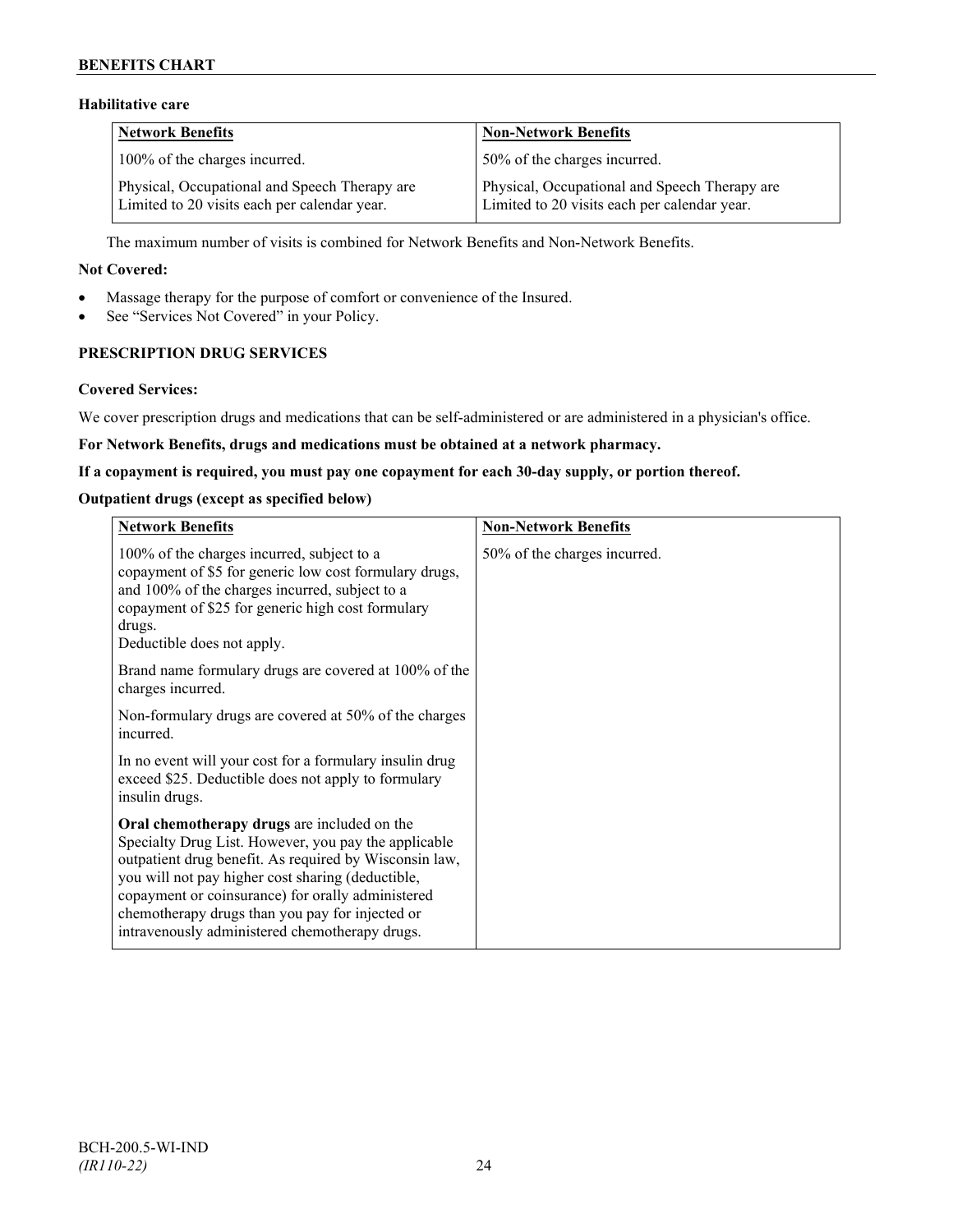#### Habilitative care

| Network Benefits | Non-Network Benefits |
|---|---|
| 100% of the charges incurred.<br><br>Physical, Occupational and Speech Therapy are Limited to 20 visits each per calendar year. | 50% of the charges incurred.<br><br>Physical, Occupational and Speech Therapy are Limited to 20 visits each per calendar year. |

The maximum number of visits is combined for Network Benefits and Non-Network Benefits.

**Not Covered:**

- Massage therapy for the purpose of comfort or convenience of the Insured.
- See "Services Not Covered" in your Policy.

### PRESCRIPTION DRUG SERVICES

**Covered Services:**

We cover prescription drugs and medications that can be self-administered or are administered in a physician's office.

**For Network Benefits, drugs and medications must be obtained at a network pharmacy.**

**If a copayment is required, you must pay one copayment for each 30-day supply, or portion thereof.**

**Outpatient drugs (except as specified below)**

| Network Benefits | Non-Network Benefits |
|---|---|
| 100% of the charges incurred, subject to a copayment of $5 for generic low cost formulary drugs, and 100% of the charges incurred, subject to a copayment of $25 for generic high cost formulary drugs.<br>Deductible does not apply.<br><br>Brand name formulary drugs are covered at 100% of the charges incurred.<br><br>Non-formulary drugs are covered at 50% of the charges incurred.<br><br>In no event will your cost for a formulary insulin drug exceed $25. Deductible does not apply to formulary insulin drugs.<br><br>**Oral chemotherapy drugs** are included on the Specialty Drug List. However, you pay the applicable outpatient drug benefit. As required by Wisconsin law, you will not pay higher cost sharing (deductible, copayment or coinsurance) for orally administered chemotherapy drugs than you pay for injected or intravenously administered chemotherapy drugs. | 50% of the charges incurred. |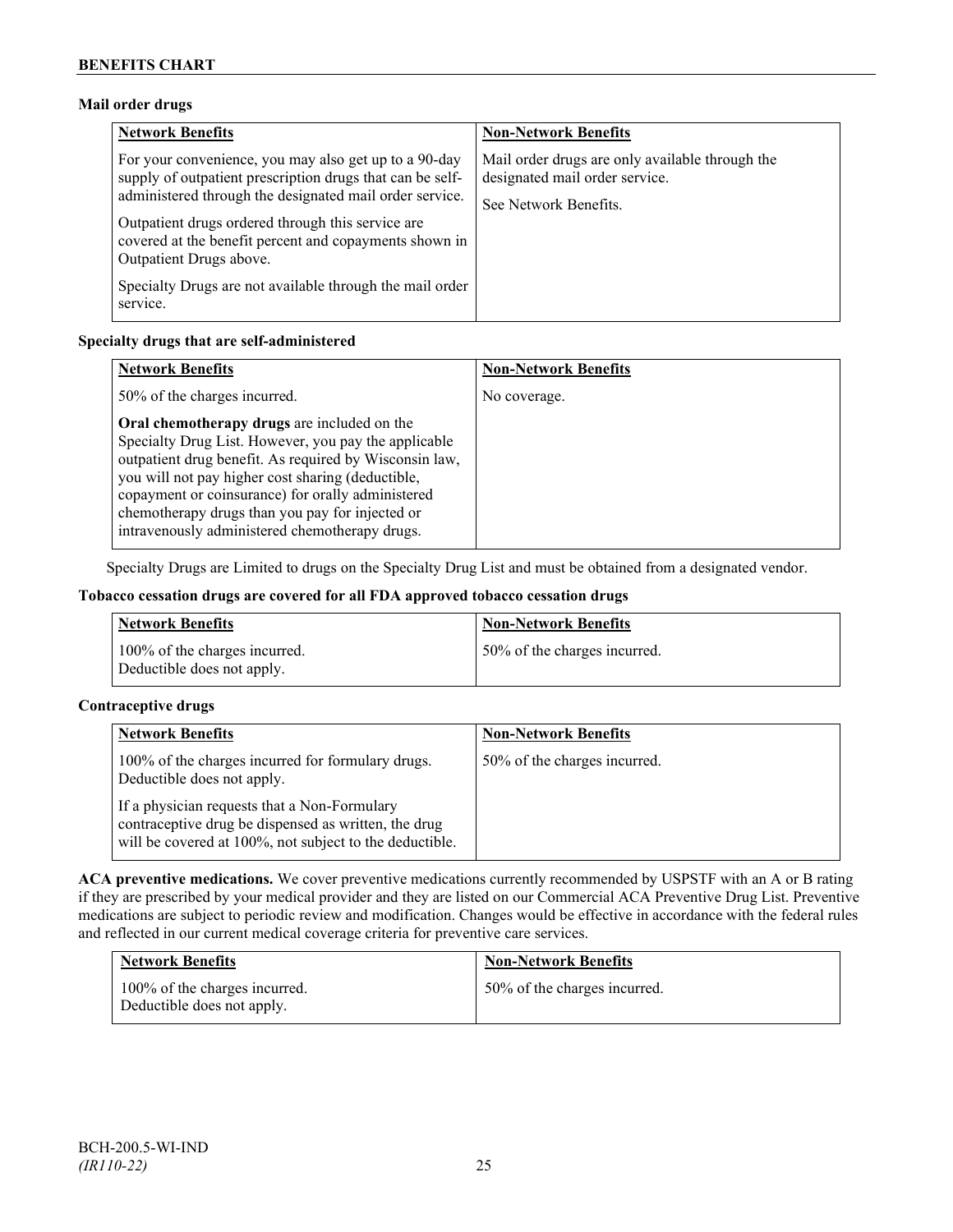### Mail order drugs

| Network Benefits | Non-Network Benefits |
|---|---|
| For your convenience, you may also get up to a 90-day supply of outpatient prescription drugs that can be self-administered through the designated mail order service.<br><br>Outpatient drugs ordered through this service are covered at the benefit percent and copayments shown in Outpatient Drugs above.<br><br>Specialty Drugs are not available through the mail order service. | Mail order drugs are only available through the designated mail order service.<br><br>See Network Benefits. |

### Specialty drugs that are self-administered

| Network Benefits | Non-Network Benefits |
|---|---|
| 50% of the charges incurred.<br><br>**Oral chemotherapy drugs** are included on the Specialty Drug List. However, you pay the applicable outpatient drug benefit. As required by Wisconsin law, you will not pay higher cost sharing (deductible, copayment or coinsurance) for orally administered chemotherapy drugs than you pay for injected or intravenously administered chemotherapy drugs. | No coverage. |

Specialty Drugs are Limited to drugs on the Specialty Drug List and must be obtained from a designated vendor.

### Tobacco cessation drugs are covered for all FDA approved tobacco cessation drugs

| Network Benefits | Non-Network Benefits |
|---|---|
| 100% of the charges incurred.<br>Deductible does not apply. | 50% of the charges incurred. |

### Contraceptive drugs

| Network Benefits | Non-Network Benefits |
|---|---|
| 100% of the charges incurred for formulary drugs. Deductible does not apply.<br><br>If a physician requests that a Non-Formulary contraceptive drug be dispensed as written, the drug will be covered at 100%, not subject to the deductible. | 50% of the charges incurred. |

**ACA preventive medications.** We cover preventive medications currently recommended by USPSTF with an A or B rating if they are prescribed by your medical provider and they are listed on our Commercial ACA Preventive Drug List. Preventive medications are subject to periodic review and modification. Changes would be effective in accordance with the federal rules and reflected in our current medical coverage criteria for preventive care services.

| Network Benefits | Non-Network Benefits |
|---|---|
| 100% of the charges incurred.<br>Deductible does not apply. | 50% of the charges incurred. |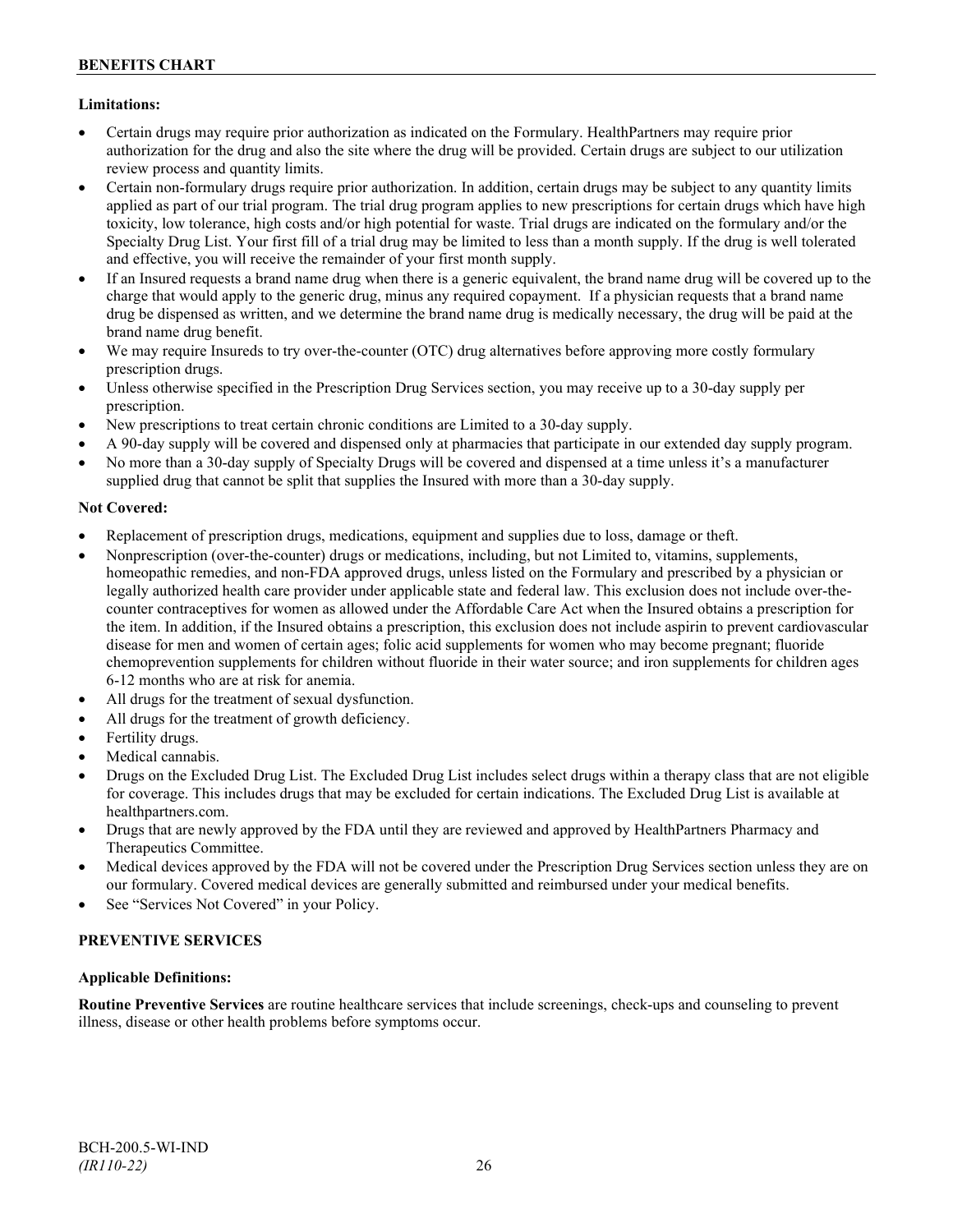**Limitations:**

- Certain drugs may require prior authorization as indicated on the Formulary. HealthPartners may require prior authorization for the drug and also the site where the drug will be provided. Certain drugs are subject to our utilization review process and quantity limits.
- Certain non-formulary drugs require prior authorization. In addition, certain drugs may be subject to any quantity limits applied as part of our trial program. The trial drug program applies to new prescriptions for certain drugs which have high toxicity, low tolerance, high costs and/or high potential for waste. Trial drugs are indicated on the formulary and/or the Specialty Drug List. Your first fill of a trial drug may be limited to less than a month supply. If the drug is well tolerated and effective, you will receive the remainder of your first month supply.
- If an Insured requests a brand name drug when there is a generic equivalent, the brand name drug will be covered up to the charge that would apply to the generic drug, minus any required copayment. If a physician requests that a brand name drug be dispensed as written, and we determine the brand name drug is medically necessary, the drug will be paid at the brand name drug benefit.
- We may require Insureds to try over-the-counter (OTC) drug alternatives before approving more costly formulary prescription drugs.
- Unless otherwise specified in the Prescription Drug Services section, you may receive up to a 30-day supply per prescription.
- New prescriptions to treat certain chronic conditions are Limited to a 30-day supply.
- A 90-day supply will be covered and dispensed only at pharmacies that participate in our extended day supply program.
- No more than a 30-day supply of Specialty Drugs will be covered and dispensed at a time unless it's a manufacturer supplied drug that cannot be split that supplies the Insured with more than a 30-day supply.

**Not Covered:**

- Replacement of prescription drugs, medications, equipment and supplies due to loss, damage or theft.
- Nonprescription (over-the-counter) drugs or medications, including, but not Limited to, vitamins, supplements, homeopathic remedies, and non-FDA approved drugs, unless listed on the Formulary and prescribed by a physician or legally authorized health care provider under applicable state and federal law. This exclusion does not include over-the-counter contraceptives for women as allowed under the Affordable Care Act when the Insured obtains a prescription for the item. In addition, if the Insured obtains a prescription, this exclusion does not include aspirin to prevent cardiovascular disease for men and women of certain ages; folic acid supplements for women who may become pregnant; fluoride chemoprevention supplements for children without fluoride in their water source; and iron supplements for children ages 6-12 months who are at risk for anemia.
- All drugs for the treatment of sexual dysfunction.
- All drugs for the treatment of growth deficiency.
- Fertility drugs.
- Medical cannabis.
- Drugs on the Excluded Drug List. The Excluded Drug List includes select drugs within a therapy class that are not eligible for coverage. This includes drugs that may be excluded for certain indications. The Excluded Drug List is available at healthpartners.com.
- Drugs that are newly approved by the FDA until they are reviewed and approved by HealthPartners Pharmacy and Therapeutics Committee.
- Medical devices approved by the FDA will not be covered under the Prescription Drug Services section unless they are on our formulary. Covered medical devices are generally submitted and reimbursed under your medical benefits.
- See "Services Not Covered" in your Policy.

## PREVENTIVE SERVICES

**Applicable Definitions:**

**Routine Preventive Services** are routine healthcare services that include screenings, check-ups and counseling to prevent illness, disease or other health problems before symptoms occur.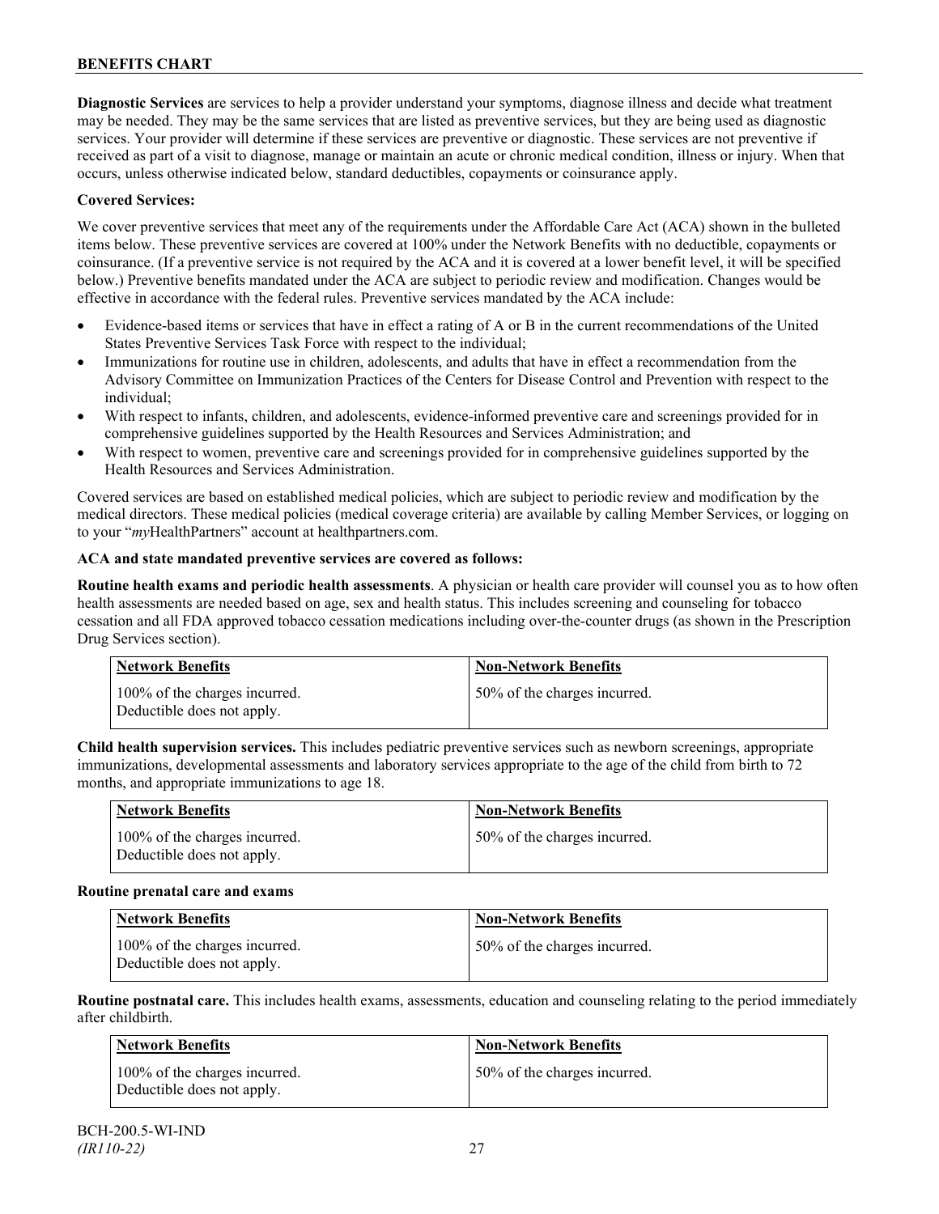**Diagnostic Services** are services to help a provider understand your symptoms, diagnose illness and decide what treatment may be needed. They may be the same services that are listed as preventive services, but they are being used as diagnostic services. Your provider will determine if these services are preventive or diagnostic. These services are not preventive if received as part of a visit to diagnose, manage or maintain an acute or chronic medical condition, illness or injury. When that occurs, unless otherwise indicated below, standard deductibles, copayments or coinsurance apply.

**Covered Services:**

We cover preventive services that meet any of the requirements under the Affordable Care Act (ACA) shown in the bulleted items below. These preventive services are covered at 100% under the Network Benefits with no deductible, copayments or coinsurance. (If a preventive service is not required by the ACA and it is covered at a lower benefit level, it will be specified below.) Preventive benefits mandated under the ACA are subject to periodic review and modification. Changes would be effective in accordance with the federal rules. Preventive services mandated by the ACA include:

- Evidence-based items or services that have in effect a rating of A or B in the current recommendations of the United States Preventive Services Task Force with respect to the individual;
- Immunizations for routine use in children, adolescents, and adults that have in effect a recommendation from the Advisory Committee on Immunization Practices of the Centers for Disease Control and Prevention with respect to the individual;
- With respect to infants, children, and adolescents, evidence-informed preventive care and screenings provided for in comprehensive guidelines supported by the Health Resources and Services Administration; and
- With respect to women, preventive care and screenings provided for in comprehensive guidelines supported by the Health Resources and Services Administration.

Covered services are based on established medical policies, which are subject to periodic review and modification by the medical directors. These medical policies (medical coverage criteria) are available by calling Member Services, or logging on to your "*my*HealthPartners" account at healthpartners.com.

**ACA and state mandated preventive services are covered as follows:**

**Routine health exams and periodic health assessments**. A physician or health care provider will counsel you as to how often health assessments are needed based on age, sex and health status. This includes screening and counseling for tobacco cessation and all FDA approved tobacco cessation medications including over-the-counter drugs (as shown in the Prescription Drug Services section).

| Network Benefits | Non-Network Benefits |
|---|---|
| 100% of the charges incurred. Deductible does not apply. | 50% of the charges incurred. |

**Child health supervision services.** This includes pediatric preventive services such as newborn screenings, appropriate immunizations, developmental assessments and laboratory services appropriate to the age of the child from birth to 72 months, and appropriate immunizations to age 18.

| Network Benefits | Non-Network Benefits |
|---|---|
| 100% of the charges incurred. Deductible does not apply. | 50% of the charges incurred. |

**Routine prenatal care and exams**

| Network Benefits | Non-Network Benefits |
|---|---|
| 100% of the charges incurred. Deductible does not apply. | 50% of the charges incurred. |

**Routine postnatal care.** This includes health exams, assessments, education and counseling relating to the period immediately after childbirth.

| Network Benefits | Non-Network Benefits |
|---|---|
| 100% of the charges incurred. Deductible does not apply. | 50% of the charges incurred. |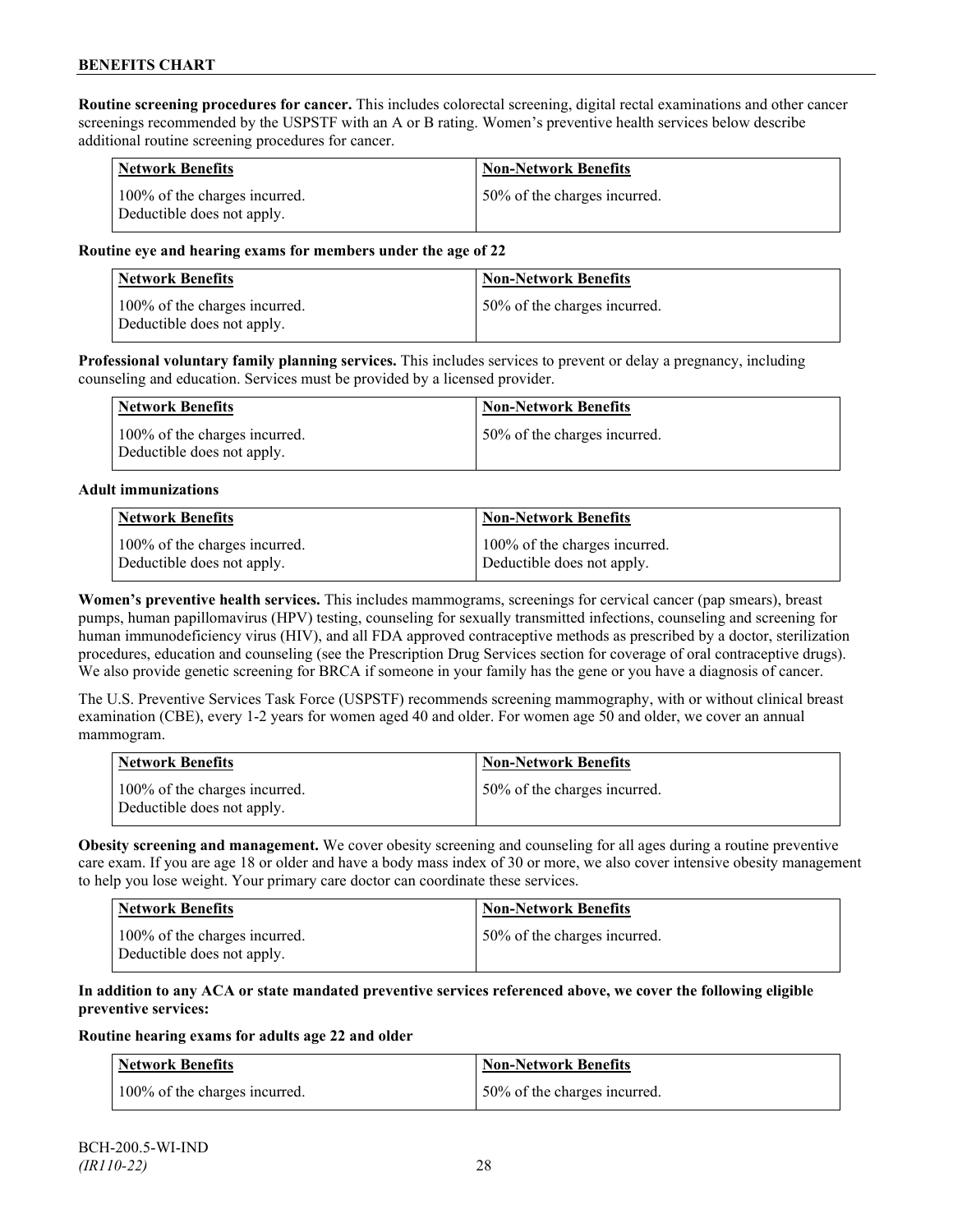**Routine screening procedures for cancer.** This includes colorectal screening, digital rectal examinations and other cancer screenings recommended by the USPSTF with an A or B rating. Women's preventive health services below describe additional routine screening procedures for cancer.

| Network Benefits | Non-Network Benefits |
|---|---|
| 100% of the charges incurred. Deductible does not apply. | 50% of the charges incurred. |

**Routine eye and hearing exams for members under the age of 22**

| Network Benefits | Non-Network Benefits |
|---|---|
| 100% of the charges incurred. Deductible does not apply. | 50% of the charges incurred. |

**Professional voluntary family planning services.** This includes services to prevent or delay a pregnancy, including counseling and education. Services must be provided by a licensed provider.

| Network Benefits | Non-Network Benefits |
|---|---|
| 100% of the charges incurred. Deductible does not apply. | 50% of the charges incurred. |

**Adult immunizations**

| Network Benefits | Non-Network Benefits |
|---|---|
| 100% of the charges incurred. Deductible does not apply. | 100% of the charges incurred. Deductible does not apply. |

**Women's preventive health services.** This includes mammograms, screenings for cervical cancer (pap smears), breast pumps, human papillomavirus (HPV) testing, counseling for sexually transmitted infections, counseling and screening for human immunodeficiency virus (HIV), and all FDA approved contraceptive methods as prescribed by a doctor, sterilization procedures, education and counseling (see the Prescription Drug Services section for coverage of oral contraceptive drugs). We also provide genetic screening for BRCA if someone in your family has the gene or you have a diagnosis of cancer.

The U.S. Preventive Services Task Force (USPSTF) recommends screening mammography, with or without clinical breast examination (CBE), every 1-2 years for women aged 40 and older. For women age 50 and older, we cover an annual mammogram.

| Network Benefits | Non-Network Benefits |
|---|---|
| 100% of the charges incurred. Deductible does not apply. | 50% of the charges incurred. |

**Obesity screening and management.** We cover obesity screening and counseling for all ages during a routine preventive care exam. If you are age 18 or older and have a body mass index of 30 or more, we also cover intensive obesity management to help you lose weight. Your primary care doctor can coordinate these services.

| Network Benefits | Non-Network Benefits |
|---|---|
| 100% of the charges incurred. Deductible does not apply. | 50% of the charges incurred. |

**In addition to any ACA or state mandated preventive services referenced above, we cover the following eligible preventive services:**

**Routine hearing exams for adults age 22 and older**

| Network Benefits | Non-Network Benefits |
|---|---|
| 100% of the charges incurred. | 50% of the charges incurred. |

BCH-200.5-WI-IND
*(IR110-22)*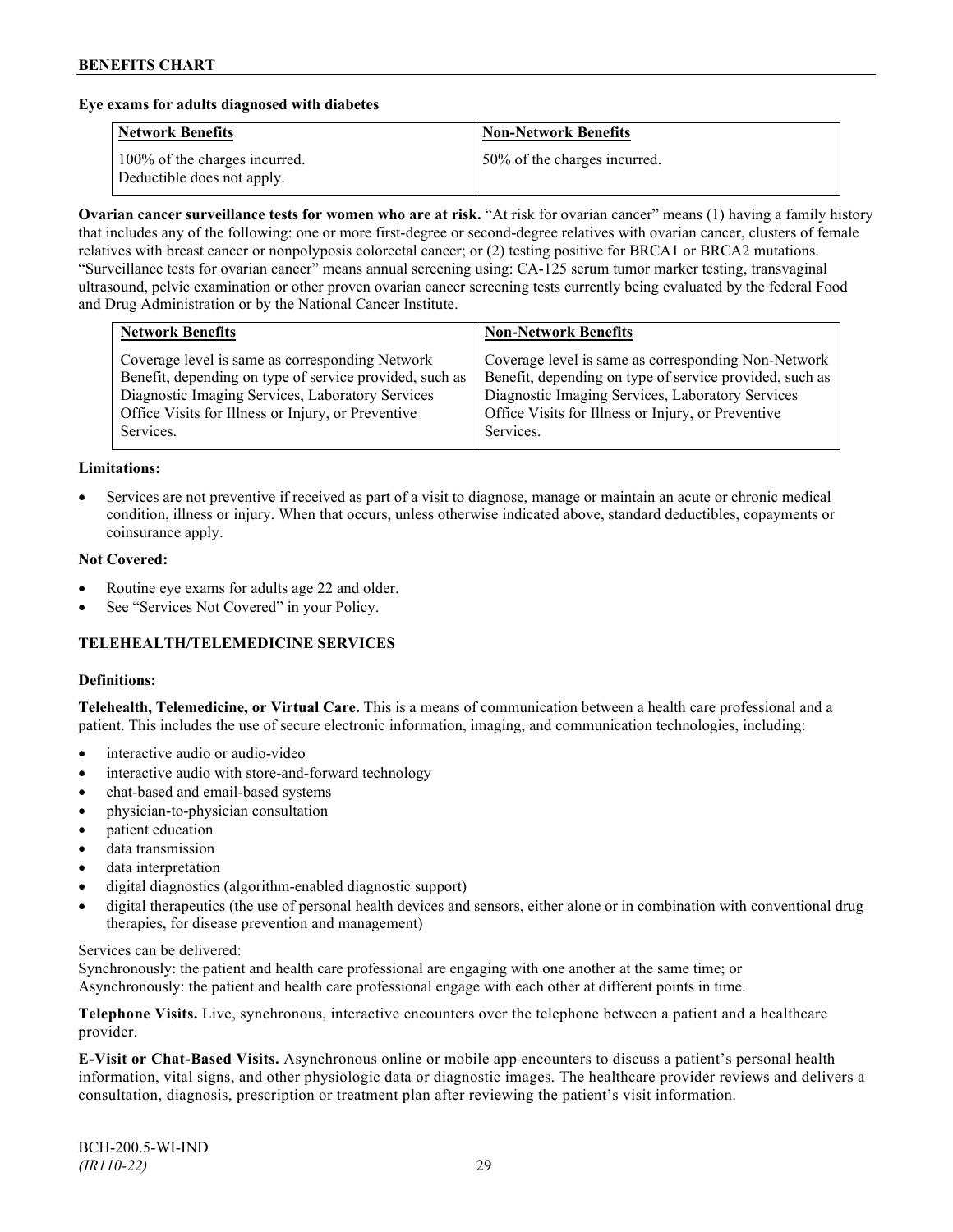**Eye exams for adults diagnosed with diabetes**

| Network Benefits | Non-Network Benefits |
| --- | --- |
| 100% of the charges incurred. Deductible does not apply. | 50% of the charges incurred. |

**Ovarian cancer surveillance tests for women who are at risk.** "At risk for ovarian cancer" means (1) having a family history that includes any of the following: one or more first-degree or second-degree relatives with ovarian cancer, clusters of female relatives with breast cancer or nonpolyposis colorectal cancer; or (2) testing positive for BRCA1 or BRCA2 mutations. "Surveillance tests for ovarian cancer" means annual screening using: CA-125 serum tumor marker testing, transvaginal ultrasound, pelvic examination or other proven ovarian cancer screening tests currently being evaluated by the federal Food and Drug Administration or by the National Cancer Institute.

| Network Benefits | Non-Network Benefits |
| --- | --- |
| Coverage level is same as corresponding Network Benefit, depending on type of service provided, such as Diagnostic Imaging Services, Laboratory Services Office Visits for Illness or Injury, or Preventive Services. | Coverage level is same as corresponding Non-Network Benefit, depending on type of service provided, such as Diagnostic Imaging Services, Laboratory Services Office Visits for Illness or Injury, or Preventive Services. |

**Limitations:**

- Services are not preventive if received as part of a visit to diagnose, manage or maintain an acute or chronic medical condition, illness or injury. When that occurs, unless otherwise indicated above, standard deductibles, copayments or coinsurance apply.

**Not Covered:**

- Routine eye exams for adults age 22 and older.
- See "Services Not Covered" in your Policy.

## TELEHEALTH/TELEMEDICINE SERVICES

**Definitions:**

**Telehealth, Telemedicine, or Virtual Care.** This is a means of communication between a health care professional and a patient. This includes the use of secure electronic information, imaging, and communication technologies, including:

- interactive audio or audio-video
- interactive audio with store-and-forward technology
- chat-based and email-based systems
- physician-to-physician consultation
- patient education
- data transmission
- data interpretation
- digital diagnostics (algorithm-enabled diagnostic support)
- digital therapeutics (the use of personal health devices and sensors, either alone or in combination with conventional drug therapies, for disease prevention and management)

Services can be delivered:
Synchronously: the patient and health care professional are engaging with one another at the same time; or
Asynchronously: the patient and health care professional engage with each other at different points in time.

**Telephone Visits.** Live, synchronous, interactive encounters over the telephone between a patient and a healthcare provider.

**E-Visit or Chat-Based Visits.** Asynchronous online or mobile app encounters to discuss a patient's personal health information, vital signs, and other physiologic data or diagnostic images. The healthcare provider reviews and delivers a consultation, diagnosis, prescription or treatment plan after reviewing the patient's visit information.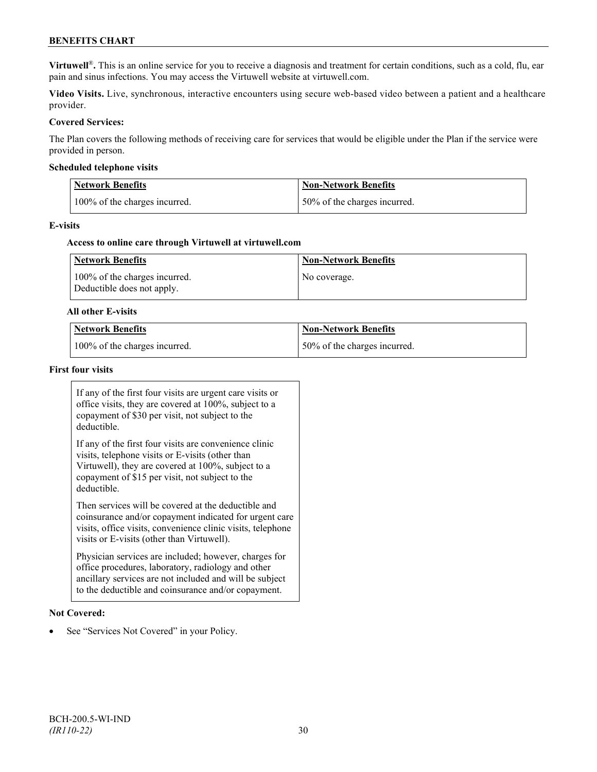**Virtuwell®.** This is an online service for you to receive a diagnosis and treatment for certain conditions, such as a cold, flu, ear pain and sinus infections. You may access the Virtuwell website at virtuwell.com.

**Video Visits.** Live, synchronous, interactive encounters using secure web-based video between a patient and a healthcare provider.

**Covered Services:**

The Plan covers the following methods of receiving care for services that would be eligible under the Plan if the service were provided in person.

**Scheduled telephone visits**

| Network Benefits | Non-Network Benefits |
| --- | --- |
| 100% of the charges incurred. | 50% of the charges incurred. |

**E-visits**

**Access to online care through Virtuwell at virtuwell.com**

| Network Benefits | Non-Network Benefits |
| --- | --- |
| 100% of the charges incurred. Deductible does not apply. | No coverage. |

**All other E-visits**

| Network Benefits | Non-Network Benefits |
| --- | --- |
| 100% of the charges incurred. | 50% of the charges incurred. |

**First four visits**

If any of the first four visits are urgent care visits or office visits, they are covered at 100%, subject to a copayment of $30 per visit, not subject to the deductible.

If any of the first four visits are convenience clinic visits, telephone visits or E-visits (other than Virtuwell), they are covered at 100%, subject to a copayment of $15 per visit, not subject to the deductible.

Then services will be covered at the deductible and coinsurance and/or copayment indicated for urgent care visits, office visits, convenience clinic visits, telephone visits or E-visits (other than Virtuwell).

Physician services are included; however, charges for office procedures, laboratory, radiology and other ancillary services are not included and will be subject to the deductible and coinsurance and/or copayment.

**Not Covered:**

- See "Services Not Covered" in your Policy.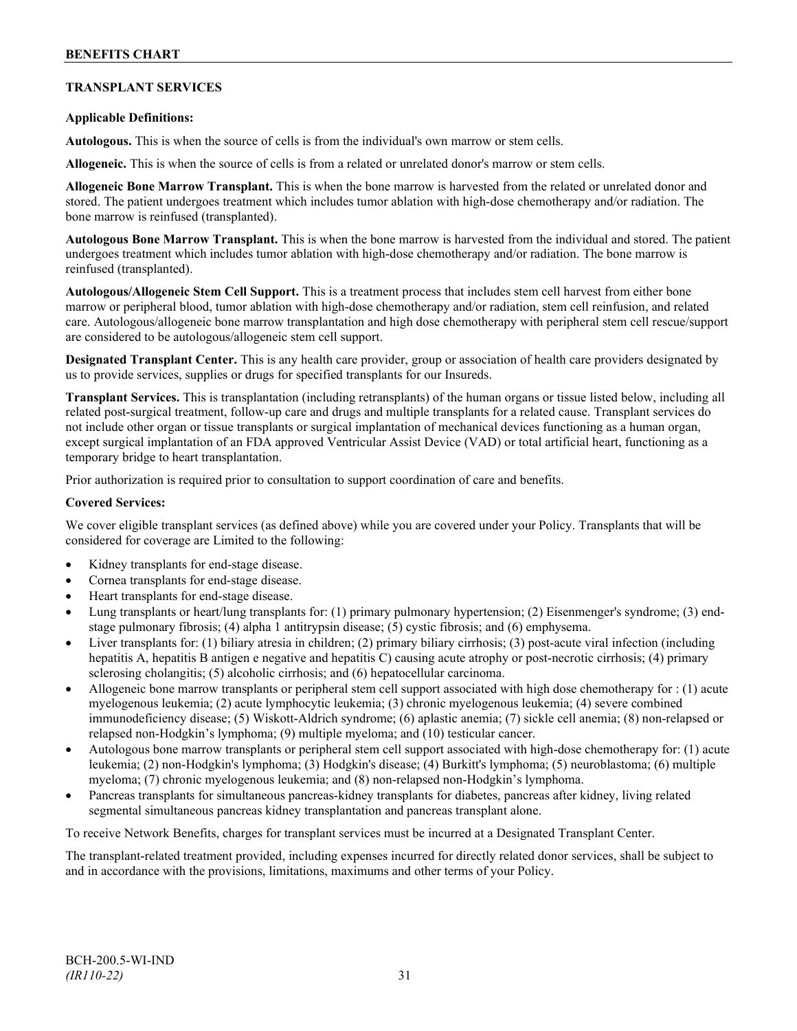## TRANSPLANT SERVICES

**Applicable Definitions:**

**Autologous.** This is when the source of cells is from the individual's own marrow or stem cells.

**Allogeneic.** This is when the source of cells is from a related or unrelated donor's marrow or stem cells.

**Allogeneic Bone Marrow Transplant.** This is when the bone marrow is harvested from the related or unrelated donor and stored. The patient undergoes treatment which includes tumor ablation with high-dose chemotherapy and/or radiation. The bone marrow is reinfused (transplanted).

**Autologous Bone Marrow Transplant.** This is when the bone marrow is harvested from the individual and stored. The patient undergoes treatment which includes tumor ablation with high-dose chemotherapy and/or radiation. The bone marrow is reinfused (transplanted).

**Autologous/Allogeneic Stem Cell Support.** This is a treatment process that includes stem cell harvest from either bone marrow or peripheral blood, tumor ablation with high-dose chemotherapy and/or radiation, stem cell reinfusion, and related care. Autologous/allogeneic bone marrow transplantation and high dose chemotherapy with peripheral stem cell rescue/support are considered to be autologous/allogeneic stem cell support.

**Designated Transplant Center.** This is any health care provider, group or association of health care providers designated by us to provide services, supplies or drugs for specified transplants for our Insureds.

**Transplant Services.** This is transplantation (including retransplants) of the human organs or tissue listed below, including all related post-surgical treatment, follow-up care and drugs and multiple transplants for a related cause. Transplant services do not include other organ or tissue transplants or surgical implantation of mechanical devices functioning as a human organ, except surgical implantation of an FDA approved Ventricular Assist Device (VAD) or total artificial heart, functioning as a temporary bridge to heart transplantation.

Prior authorization is required prior to consultation to support coordination of care and benefits.

**Covered Services:**

We cover eligible transplant services (as defined above) while you are covered under your Policy. Transplants that will be considered for coverage are Limited to the following:

- Kidney transplants for end-stage disease.
- Cornea transplants for end-stage disease.
- Heart transplants for end-stage disease.
- Lung transplants or heart/lung transplants for: (1) primary pulmonary hypertension; (2) Eisenmenger's syndrome; (3) end-stage pulmonary fibrosis; (4) alpha 1 antitrypsin disease; (5) cystic fibrosis; and (6) emphysema.
- Liver transplants for: (1) biliary atresia in children; (2) primary biliary cirrhosis; (3) post-acute viral infection (including hepatitis A, hepatitis B antigen e negative and hepatitis C) causing acute atrophy or post-necrotic cirrhosis; (4) primary sclerosing cholangitis; (5) alcoholic cirrhosis; and (6) hepatocellular carcinoma.
- Allogeneic bone marrow transplants or peripheral stem cell support associated with high dose chemotherapy for : (1) acute myelogenous leukemia; (2) acute lymphocytic leukemia; (3) chronic myelogenous leukemia; (4) severe combined immunodeficiency disease; (5) Wiskott-Aldrich syndrome; (6) aplastic anemia; (7) sickle cell anemia; (8) non-relapsed or relapsed non-Hodgkin's lymphoma; (9) multiple myeloma; and (10) testicular cancer.
- Autologous bone marrow transplants or peripheral stem cell support associated with high-dose chemotherapy for: (1) acute leukemia; (2) non-Hodgkin's lymphoma; (3) Hodgkin's disease; (4) Burkitt's lymphoma; (5) neuroblastoma; (6) multiple myeloma; (7) chronic myelogenous leukemia; and (8) non-relapsed non-Hodgkin's lymphoma.
- Pancreas transplants for simultaneous pancreas-kidney transplants for diabetes, pancreas after kidney, living related segmental simultaneous pancreas kidney transplantation and pancreas transplant alone.

To receive Network Benefits, charges for transplant services must be incurred at a Designated Transplant Center.

The transplant-related treatment provided, including expenses incurred for directly related donor services, shall be subject to and in accordance with the provisions, limitations, maximums and other terms of your Policy.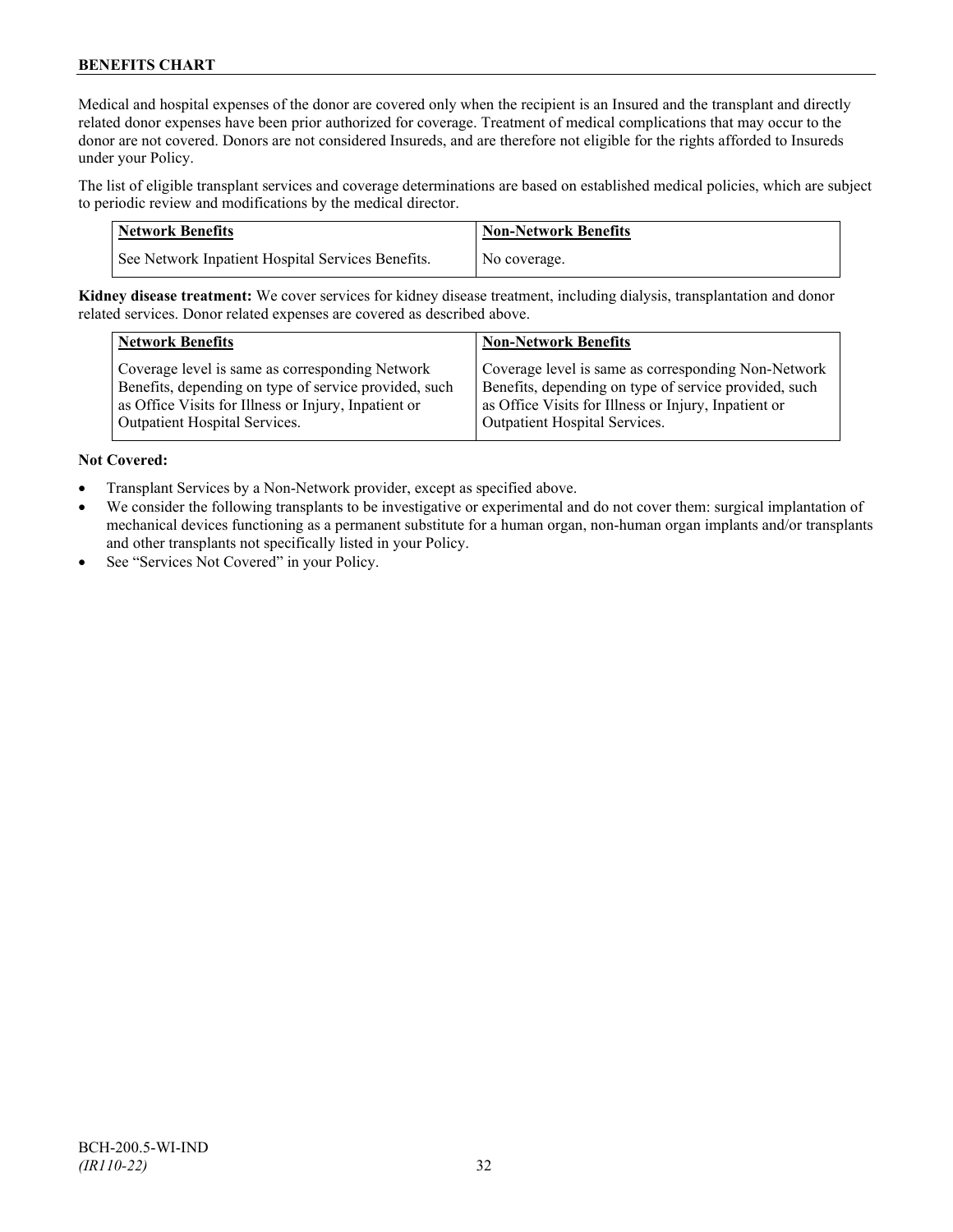Medical and hospital expenses of the donor are covered only when the recipient is an Insured and the transplant and directly related donor expenses have been prior authorized for coverage. Treatment of medical complications that may occur to the donor are not covered. Donors are not considered Insureds, and are therefore not eligible for the rights afforded to Insureds under your Policy.

The list of eligible transplant services and coverage determinations are based on established medical policies, which are subject to periodic review and modifications by the medical director.

| Network Benefits | Non-Network Benefits |
|---|---|
| See Network Inpatient Hospital Services Benefits. | No coverage. |

**Kidney disease treatment:** We cover services for kidney disease treatment, including dialysis, transplantation and donor related services. Donor related expenses are covered as described above.

| Network Benefits | Non-Network Benefits |
|---|---|
| Coverage level is same as corresponding Network Benefits, depending on type of service provided, such as Office Visits for Illness or Injury, Inpatient or Outpatient Hospital Services. | Coverage level is same as corresponding Non-Network Benefits, depending on type of service provided, such as Office Visits for Illness or Injury, Inpatient or Outpatient Hospital Services. |

**Not Covered:**

- Transplant Services by a Non-Network provider, except as specified above.
- We consider the following transplants to be investigative or experimental and do not cover them: surgical implantation of mechanical devices functioning as a permanent substitute for a human organ, non-human organ implants and/or transplants and other transplants not specifically listed in your Policy.
- See "Services Not Covered" in your Policy.